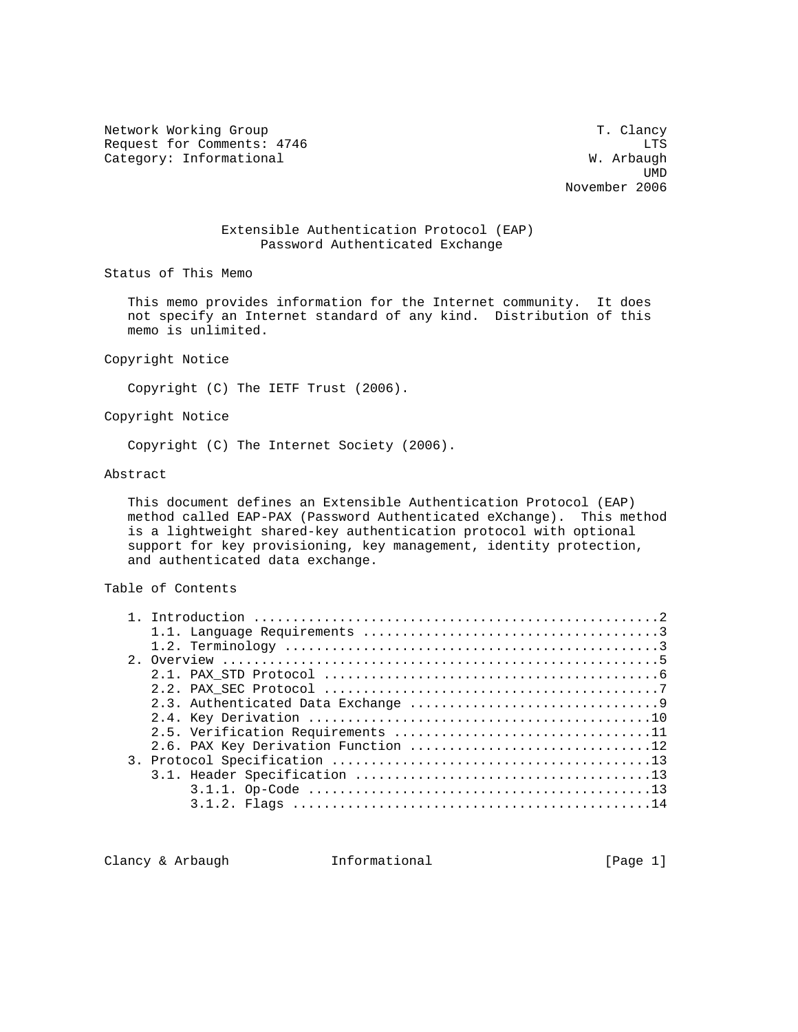Network Working Group T. Clancy
Request for Comments: 4746 LTS
Category: Informational W. Arbaugh
UMD
November 2006

# Extensible Authentication Protocol (EAP) Password Authenticated Exchange

## Status of This Memo

This memo provides information for the Internet community. It does not specify an Internet standard of any kind. Distribution of this memo is unlimited.

## Copyright Notice

Copyright (C) The IETF Trust (2006).

## Copyright Notice

Copyright (C) The Internet Society (2006).

## Abstract

This document defines an Extensible Authentication Protocol (EAP) method called EAP-PAX (Password Authenticated eXchange). This method is a lightweight shared-key authentication protocol with optional support for key provisioning, key management, identity protection, and authenticated data exchange.

## Table of Contents

```
1. Introduction ....................................................2
   1.1. Language Requirements ......................................3
   1.2. Terminology ................................................3
2. Overview ........................................................5
   2.1. PAX_STD Protocol ...........................................6
   2.2. PAX_SEC Protocol ...........................................7
   2.3. Authenticated Data Exchange ................................9
   2.4. Key Derivation ............................................10
   2.5. Verification Requirements .................................11
   2.6. PAX Key Derivation Function ...............................12
3. Protocol Specification .........................................13
   3.1. Header Specification ......................................13
        3.1.1. Op-Code ............................................13
        3.1.2. Flags ..............................................14
```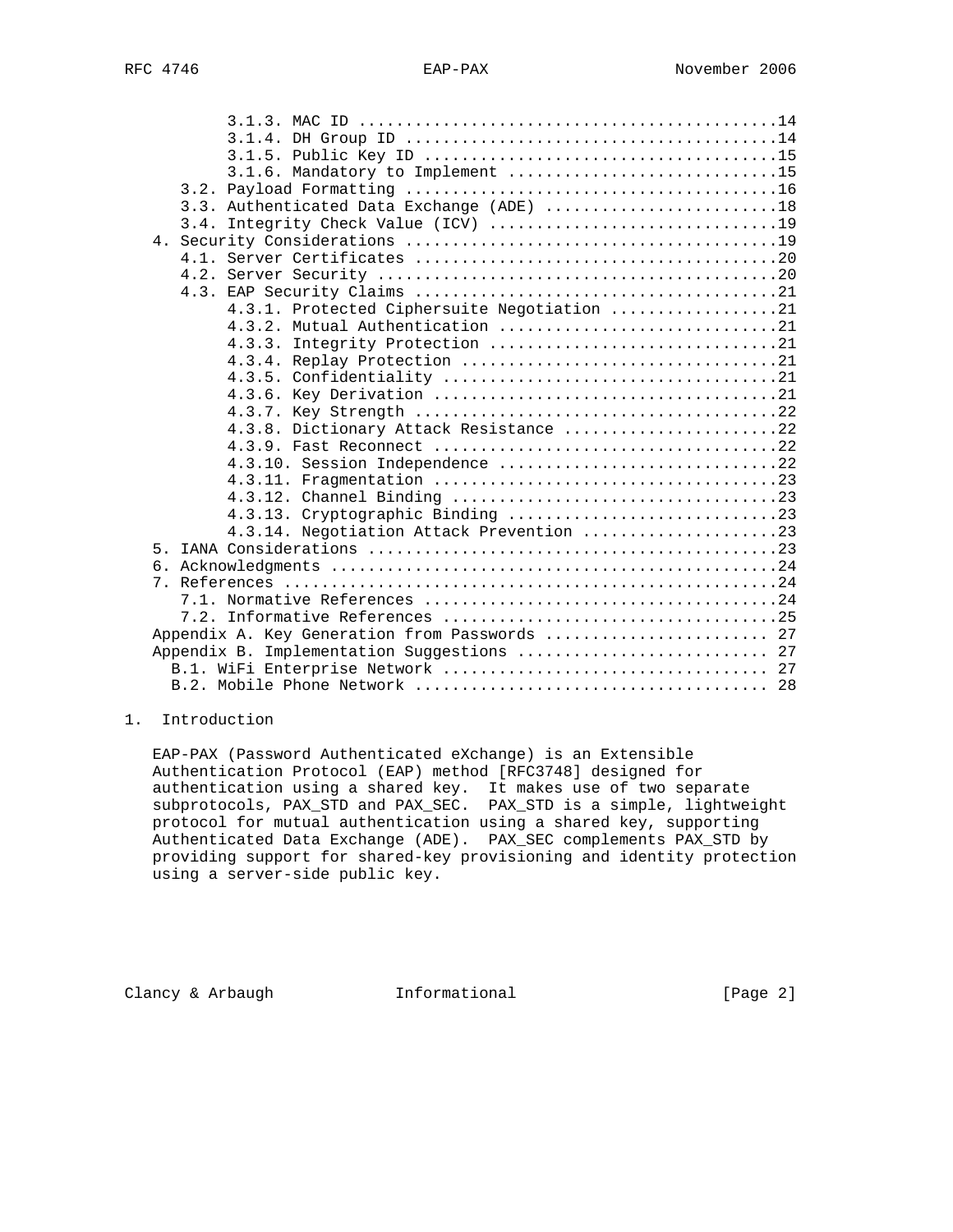3.1.3. MAC ID ............................................14
3.1.4. DH Group ID .......................................14
3.1.5. Public Key ID .....................................15
3.1.6. Mandatory to Implement ............................15
3.2. Payload Formatting ..........................................16
3.3. Authenticated Data Exchange (ADE) ...........................18
3.4. Integrity Check Value (ICV) .................................19
4. Security Considerations .........................................19
4.1. Server Certificates .........................................20
4.2. Server Security .............................................20
4.3. EAP Security Claims .........................................21
4.3.1. Protected Ciphersuite Negotiation .................21
4.3.2. Mutual Authentication .............................21
4.3.3. Integrity Protection ..............................21
4.3.4. Replay Protection .................................21
4.3.5. Confidentiality ...................................21
4.3.6. Key Derivation ....................................21
4.3.7. Key Strength ......................................22
4.3.8. Dictionary Attack Resistance ......................22
4.3.9. Fast Reconnect ....................................22
4.3.10. Session Independence .............................22
4.3.11. Fragmentation ....................................23
4.3.12. Channel Binding ..................................23
4.3.13. Cryptographic Binding ............................23
4.3.14. Negotiation Attack Prevention ....................23
5. IANA Considerations .............................................23
6. Acknowledgments .................................................24
7. References ......................................................24
7.1. Normative References ........................................24
7.2. Informative References ......................................25
Appendix A. Key Generation from Passwords ........................ 27
Appendix B. Implementation Suggestions ........................... 27
B.1. WiFi Enterprise Network .................................. 27
B.2. Mobile Phone Network ..................................... 28

# 1. Introduction

EAP-PAX (Password Authenticated eXchange) is an Extensible Authentication Protocol (EAP) method [RFC3748] designed for authentication using a shared key. It makes use of two separate subprotocols, PAX_STD and PAX_SEC. PAX_STD is a simple, lightweight protocol for mutual authentication using a shared key, supporting Authenticated Data Exchange (ADE). PAX_SEC complements PAX_STD by providing support for shared-key provisioning and identity protection using a server-side public key.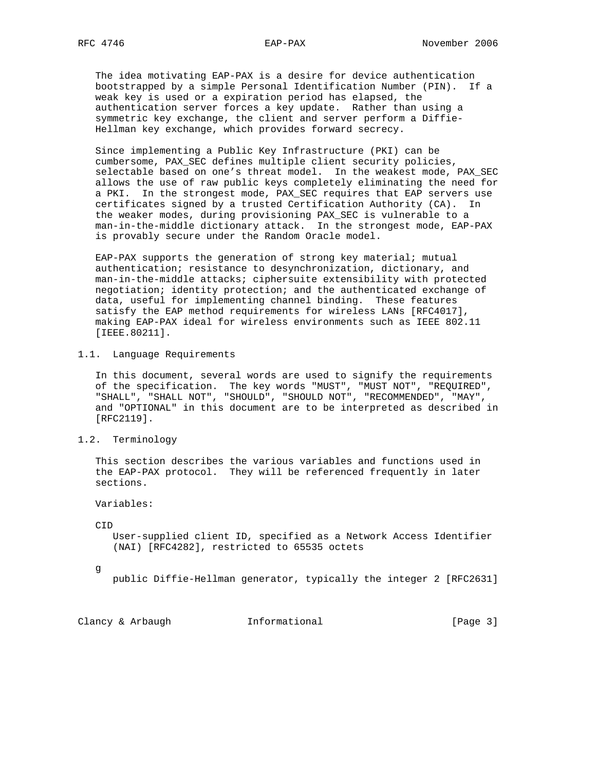The idea motivating EAP-PAX is a desire for device authentication bootstrapped by a simple Personal Identification Number (PIN). If a weak key is used or a expiration period has elapsed, the authentication server forces a key update. Rather than using a symmetric key exchange, the client and server perform a Diffie-Hellman key exchange, which provides forward secrecy.

Since implementing a Public Key Infrastructure (PKI) can be cumbersome, PAX_SEC defines multiple client security policies, selectable based on one's threat model. In the weakest mode, PAX_SEC allows the use of raw public keys completely eliminating the need for a PKI. In the strongest mode, PAX_SEC requires that EAP servers use certificates signed by a trusted Certification Authority (CA). In the weaker modes, during provisioning PAX_SEC is vulnerable to a man-in-the-middle dictionary attack. In the strongest mode, EAP-PAX is provably secure under the Random Oracle model.

EAP-PAX supports the generation of strong key material; mutual authentication; resistance to desynchronization, dictionary, and man-in-the-middle attacks; ciphersuite extensibility with protected negotiation; identity protection; and the authenticated exchange of data, useful for implementing channel binding. These features satisfy the EAP method requirements for wireless LANs [RFC4017], making EAP-PAX ideal for wireless environments such as IEEE 802.11 [IEEE.80211].

## 1.1. Language Requirements

In this document, several words are used to signify the requirements of the specification. The key words "MUST", "MUST NOT", "REQUIRED", "SHALL", "SHALL NOT", "SHOULD", "SHOULD NOT", "RECOMMENDED", "MAY", and "OPTIONAL" in this document are to be interpreted as described in [RFC2119].

## 1.2. Terminology

This section describes the various variables and functions used in the EAP-PAX protocol. They will be referenced frequently in later sections.

Variables:

CID
: User-supplied client ID, specified as a Network Access Identifier (NAI) [RFC4282], restricted to 65535 octets

g
: public Diffie-Hellman generator, typically the integer 2 [RFC2631]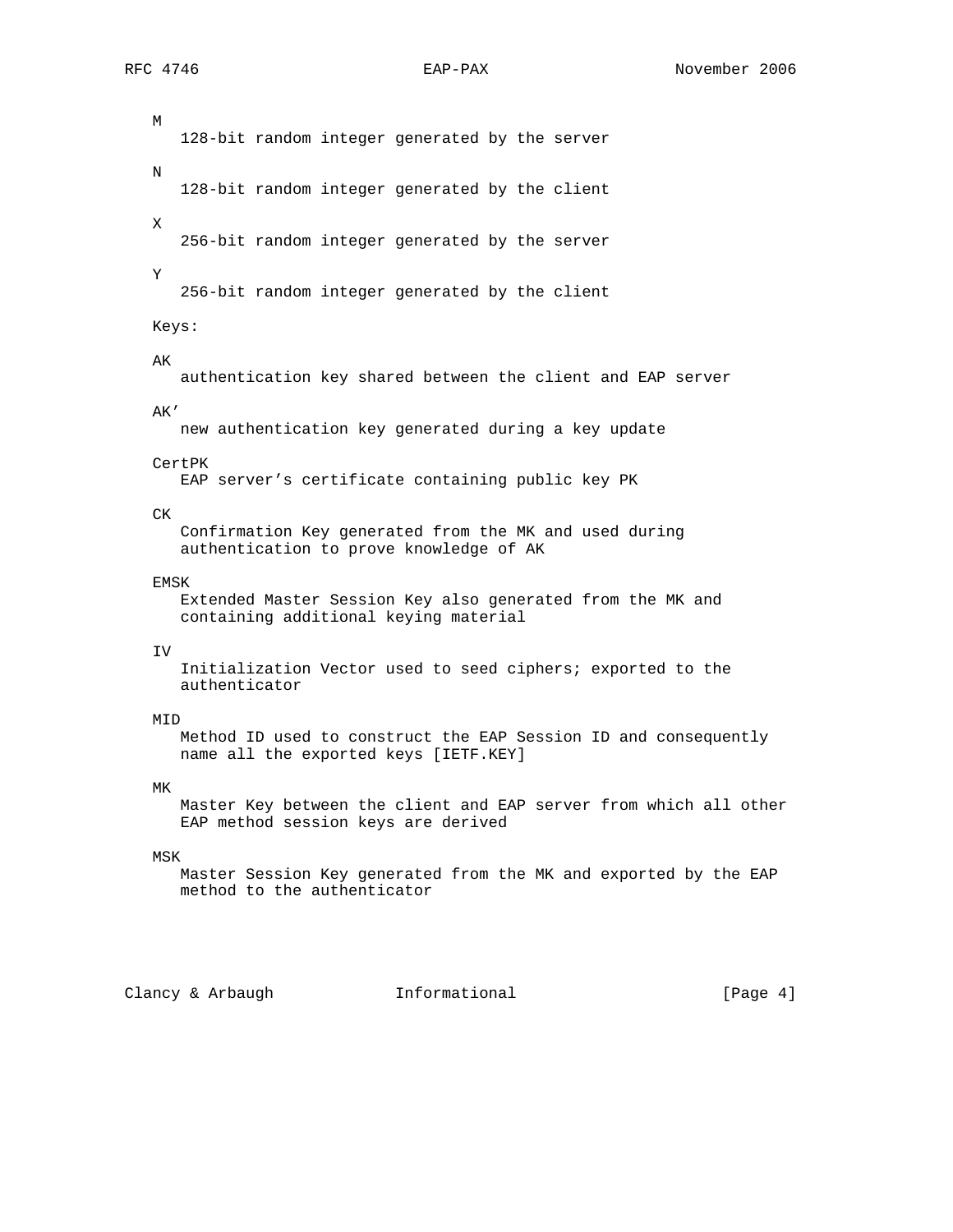M
: 128-bit random integer generated by the server

N
: 128-bit random integer generated by the client

X
: 256-bit random integer generated by the server

Y
: 256-bit random integer generated by the client

Keys:

AK
: authentication key shared between the client and EAP server

AK'
: new authentication key generated during a key update

CertPK
: EAP server's certificate containing public key PK

CK
: Confirmation Key generated from the MK and used during authentication to prove knowledge of AK

EMSK
: Extended Master Session Key also generated from the MK and containing additional keying material

IV
: Initialization Vector used to seed ciphers; exported to the authenticator

MID
: Method ID used to construct the EAP Session ID and consequently name all the exported keys [IETF.KEY]

MK
: Master Key between the client and EAP server from which all other EAP method session keys are derived

MSK
: Master Session Key generated from the MK and exported by the EAP method to the authenticator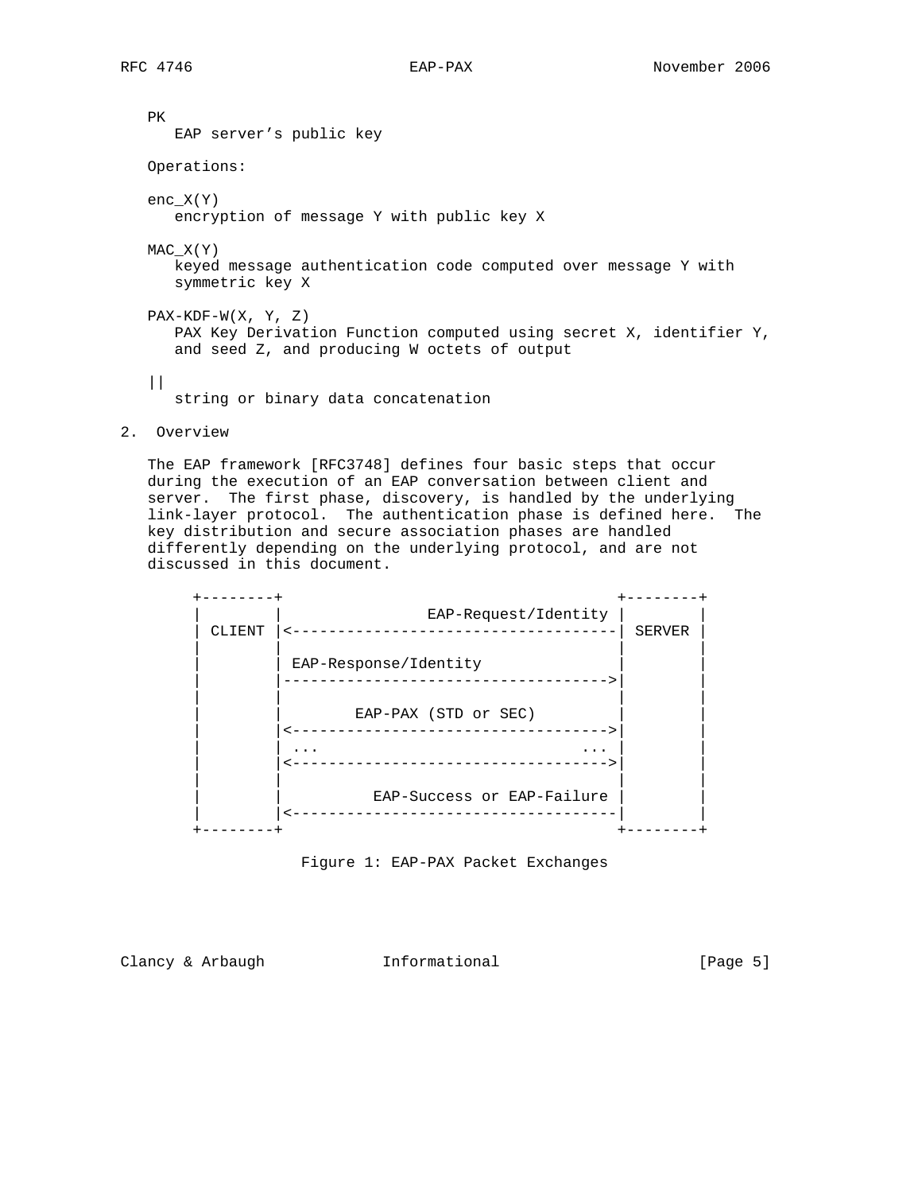PK
EAP server's public key

Operations:

enc_X(Y)
encryption of message Y with public key X

MAC_X(Y)
keyed message authentication code computed over message Y with symmetric key X

PAX-KDF-W(X, Y, Z)
PAX Key Derivation Function computed using secret X, identifier Y, and seed Z, and producing W octets of output

||
string or binary data concatenation

## 2. Overview

The EAP framework [RFC3748] defines four basic steps that occur during the execution of an EAP conversation between client and server. The first phase, discovery, is handled by the underlying link-layer protocol. The authentication phase is defined here. The key distribution and secure association phases are handled differently depending on the underlying protocol, and are not discussed in this document.

```
+--------+                                     +--------+
|        |                EAP-Request/Identity |        |
| CLIENT |<------------------------------------| SERVER |
|        |                                     |        |
|        | EAP-Response/Identity               |        |
|        |------------------------------------>|        |
|        |                                     |        |
|        |        EAP-PAX (STD or SEC)         |        |
|        |<----------------------------------->|        |
|        | ...                             ... |        |
|        |<----------------------------------->|        |
|        |                                     |        |
|        |          EAP-Success or EAP-Failure |        |
|        |<------------------------------------|        |
+--------+                                     +--------+
```

Figure 1: EAP-PAX Packet Exchanges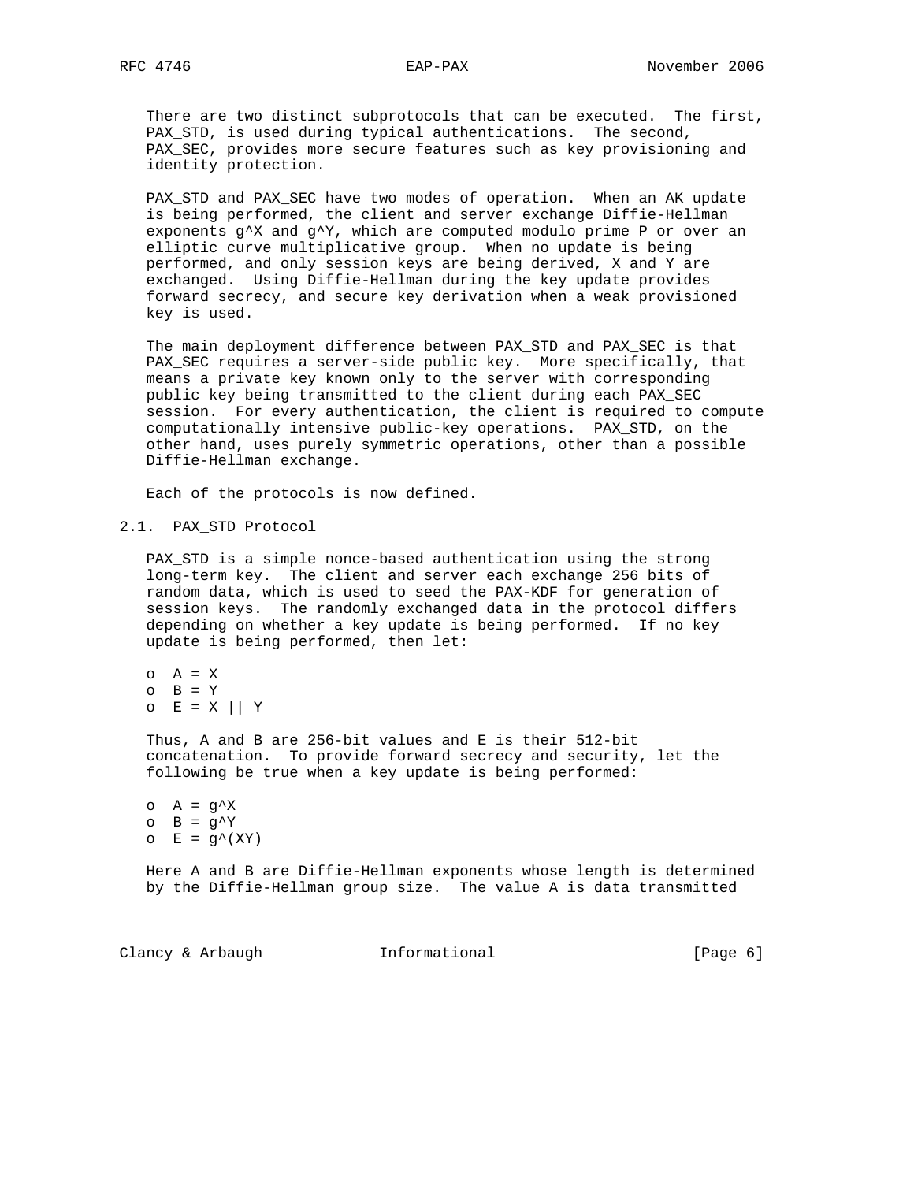There are two distinct subprotocols that can be executed. The first, PAX_STD, is used during typical authentications. The second, PAX_SEC, provides more secure features such as key provisioning and identity protection.

PAX_STD and PAX_SEC have two modes of operation. When an AK update is being performed, the client and server exchange Diffie-Hellman exponents $g^X$ and $g^Y$, which are computed modulo prime P or over an elliptic curve multiplicative group. When no update is being performed, and only session keys are being derived, X and Y are exchanged. Using Diffie-Hellman during the key update provides forward secrecy, and secure key derivation when a weak provisioned key is used.

The main deployment difference between PAX_STD and PAX_SEC is that PAX_SEC requires a server-side public key. More specifically, that means a private key known only to the server with corresponding public key being transmitted to the client during each PAX_SEC session. For every authentication, the client is required to compute computationally intensive public-key operations. PAX_STD, on the other hand, uses purely symmetric operations, other than a possible Diffie-Hellman exchange.

Each of the protocols is now defined.

## 2.1. PAX_STD Protocol

PAX_STD is a simple nonce-based authentication using the strong long-term key. The client and server each exchange 256 bits of random data, which is used to seed the PAX-KDF for generation of session keys. The randomly exchanged data in the protocol differs depending on whether a key update is being performed. If no key update is being performed, then let:

- $A = X$
- $B = Y$
- $E = X || Y$

Thus, A and B are 256-bit values and E is their 512-bit concatenation. To provide forward secrecy and security, let the following be true when a key update is being performed:

- $A = g^X$
- $B = g^Y$
- $E = g^{(XY)}$

Here A and B are Diffie-Hellman exponents whose length is determined by the Diffie-Hellman group size. The value A is data transmitted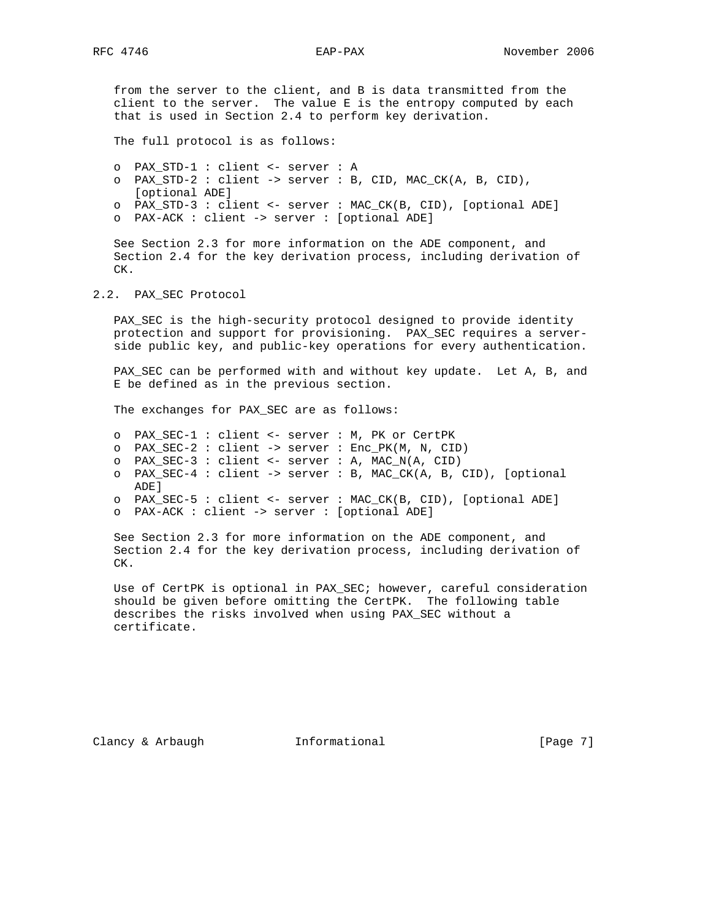from the server to the client, and B is data transmitted from the client to the server. The value E is the entropy computed by each that is used in Section 2.4 to perform key derivation.

The full protocol is as follows:

- PAX_STD-1 : client <- server : A
- PAX_STD-2 : client -> server : B, CID, MAC_CK(A, B, CID), [optional ADE]
- PAX_STD-3 : client <- server : MAC_CK(B, CID), [optional ADE]
- PAX-ACK : client -> server : [optional ADE]

See Section 2.3 for more information on the ADE component, and Section 2.4 for the key derivation process, including derivation of CK.

## 2.2. PAX_SEC Protocol

PAX_SEC is the high-security protocol designed to provide identity protection and support for provisioning. PAX_SEC requires a server-side public key, and public-key operations for every authentication.

PAX_SEC can be performed with and without key update. Let A, B, and E be defined as in the previous section.

The exchanges for PAX_SEC are as follows:

- PAX_SEC-1 : client <- server : M, PK or CertPK
- PAX_SEC-2 : client -> server : Enc_PK(M, N, CID)
- PAX_SEC-3 : client <- server : A, MAC_N(A, CID)
- PAX_SEC-4 : client -> server : B, MAC_CK(A, B, CID), [optional ADE]
- PAX_SEC-5 : client <- server : MAC_CK(B, CID), [optional ADE]
- PAX-ACK : client -> server : [optional ADE]

See Section 2.3 for more information on the ADE component, and Section 2.4 for the key derivation process, including derivation of CK.

Use of CertPK is optional in PAX_SEC; however, careful consideration should be given before omitting the CertPK. The following table describes the risks involved when using PAX_SEC without a certificate.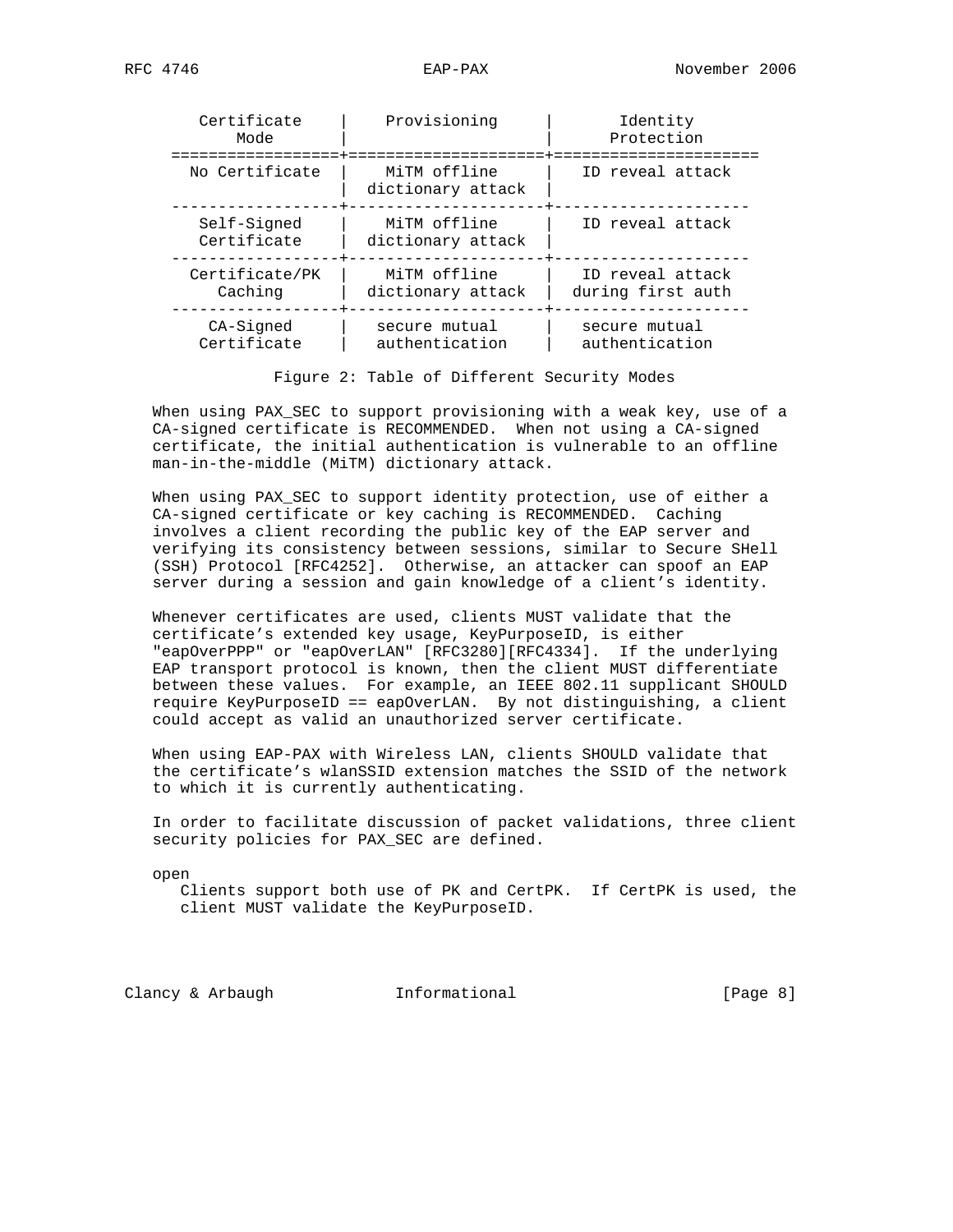| Certificate Mode | Provisioning | Identity Protection |
| --- | --- | --- |
| No Certificate | MiTM offline dictionary attack | ID reveal attack |
| Self-Signed Certificate | MiTM offline dictionary attack | ID reveal attack |
| Certificate/PK Caching | MiTM offline dictionary attack | ID reveal attack during first auth |
| CA-Signed Certificate | secure mutual authentication | secure mutual authentication |

Figure 2: Table of Different Security Modes

When using PAX_SEC to support provisioning with a weak key, use of a CA-signed certificate is RECOMMENDED. When not using a CA-signed certificate, the initial authentication is vulnerable to an offline man-in-the-middle (MiTM) dictionary attack.

When using PAX_SEC to support identity protection, use of either a CA-signed certificate or key caching is RECOMMENDED. Caching involves a client recording the public key of the EAP server and verifying its consistency between sessions, similar to Secure SHell (SSH) Protocol [RFC4252]. Otherwise, an attacker can spoof an EAP server during a session and gain knowledge of a client's identity.

Whenever certificates are used, clients MUST validate that the certificate's extended key usage, KeyPurposeID, is either "eapOverPPP" or "eapOverLAN" [RFC3280][RFC4334]. If the underlying EAP transport protocol is known, then the client MUST differentiate between these values. For example, an IEEE 802.11 supplicant SHOULD require KeyPurposeID == eapOverLAN. By not distinguishing, a client could accept as valid an unauthorized server certificate.

When using EAP-PAX with Wireless LAN, clients SHOULD validate that the certificate's wlanSSID extension matches the SSID of the network to which it is currently authenticating.

In order to facilitate discussion of packet validations, three client security policies for PAX_SEC are defined.

open
   Clients support both use of PK and CertPK. If CertPK is used, the client MUST validate the KeyPurposeID.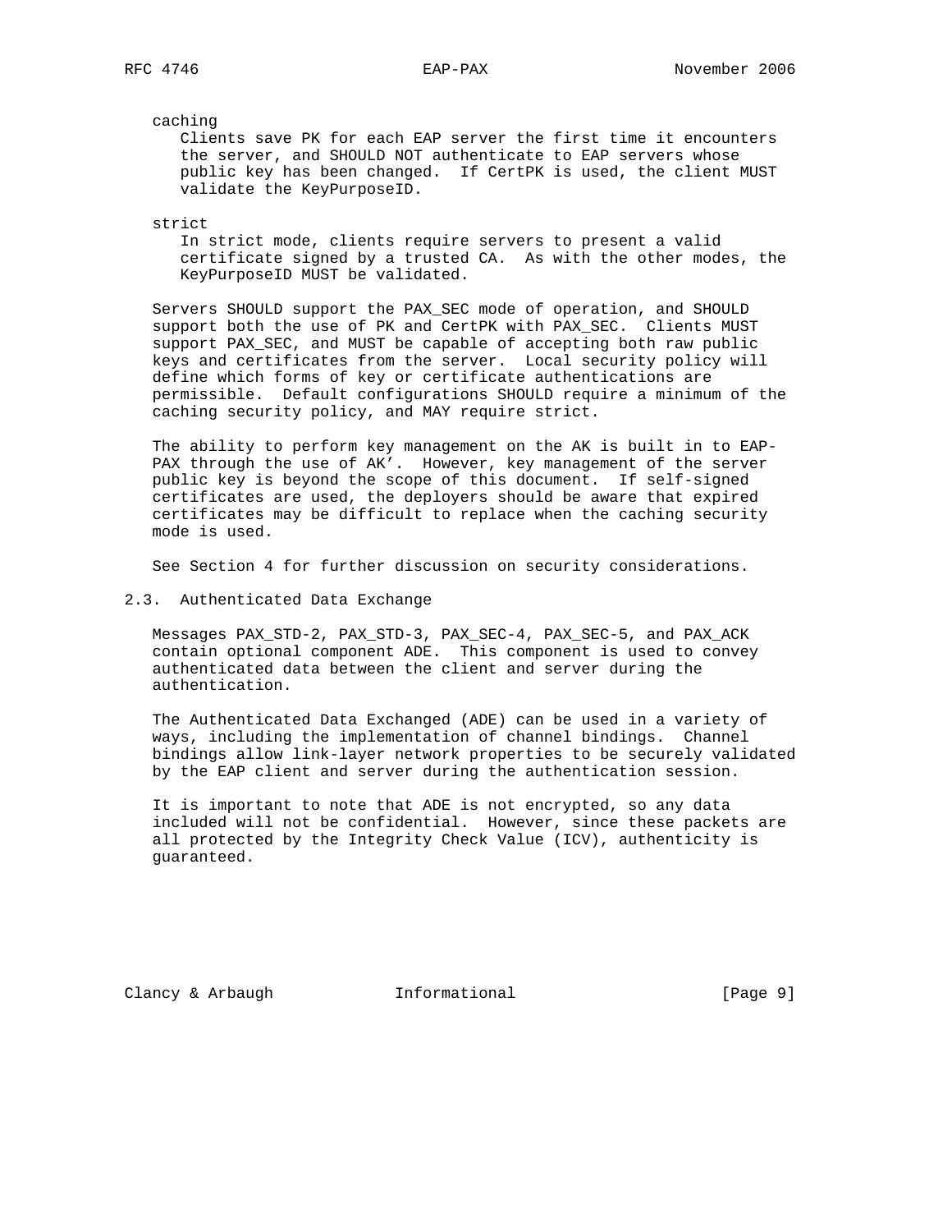caching

Clients save PK for each EAP server the first time it encounters the server, and SHOULD NOT authenticate to EAP servers whose public key has been changed. If CertPK is used, the client MUST validate the KeyPurposeID.

strict

In strict mode, clients require servers to present a valid certificate signed by a trusted CA. As with the other modes, the KeyPurposeID MUST be validated.

Servers SHOULD support the PAX_SEC mode of operation, and SHOULD support both the use of PK and CertPK with PAX_SEC. Clients MUST support PAX_SEC, and MUST be capable of accepting both raw public keys and certificates from the server. Local security policy will define which forms of key or certificate authentications are permissible. Default configurations SHOULD require a minimum of the caching security policy, and MAY require strict.

The ability to perform key management on the AK is built in to EAP-PAX through the use of AK'. However, key management of the server public key is beyond the scope of this document. If self-signed certificates are used, the deployers should be aware that expired certificates may be difficult to replace when the caching security mode is used.

See Section 4 for further discussion on security considerations.

### 2.3. Authenticated Data Exchange

Messages PAX_STD-2, PAX_STD-3, PAX_SEC-4, PAX_SEC-5, and PAX_ACK contain optional component ADE. This component is used to convey authenticated data between the client and server during the authentication.

The Authenticated Data Exchanged (ADE) can be used in a variety of ways, including the implementation of channel bindings. Channel bindings allow link-layer network properties to be securely validated by the EAP client and server during the authentication session.

It is important to note that ADE is not encrypted, so any data included will not be confidential. However, since these packets are all protected by the Integrity Check Value (ICV), authenticity is guaranteed.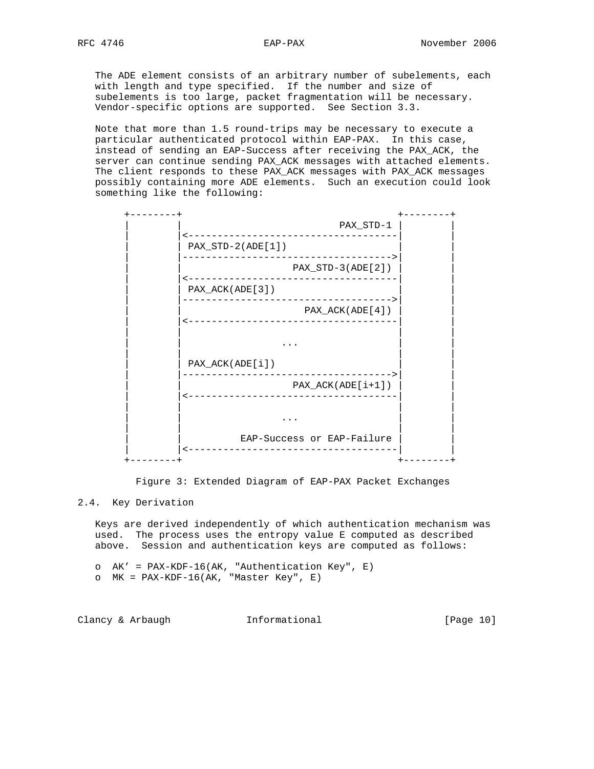The ADE element consists of an arbitrary number of subelements, each with length and type specified. If the number and size of subelements is too large, packet fragmentation will be necessary. Vendor-specific options are supported. See Section 3.3.

Note that more than 1.5 round-trips may be necessary to execute a particular authenticated protocol within EAP-PAX. In this case, instead of sending an EAP-Success after receiving the PAX_ACK, the server can continue sending PAX_ACK messages with attached elements. The client responds to these PAX_ACK messages with PAX_ACK messages possibly containing more ADE elements. Such an execution could look something like the following:

```
+--------+                                     +--------+
|        |                            PAX_STD-1 |        |
|        |<------------------------------------|        |
|        | PAX_STD-2(ADE[1])                    |        |
|        |------------------------------------>|        |
|        |                   PAX_STD-3(ADE[2]) |        |
|        |<------------------------------------|        |
|        | PAX_ACK(ADE[3])                      |        |
|        |------------------------------------>|        |
|        |                     PAX_ACK(ADE[4]) |        |
|        |<------------------------------------|        |
|        |                                     |        |
|        |                 ...                 |        |
|        |                                     |        |
|        | PAX_ACK(ADE[i])                      |        |
|        |------------------------------------>|        |
|        |                   PAX_ACK(ADE[i+1]) |        |
|        |<------------------------------------|        |
|        |                                     |        |
|        |                 ...                 |        |
|        |                                     |        |
|        |           EAP-Success or EAP-Failure |        |
|        |<------------------------------------|        |
+--------+                                     +--------+
```

Figure 3: Extended Diagram of EAP-PAX Packet Exchanges

## 2.4. Key Derivation

Keys are derived independently of which authentication mechanism was used. The process uses the entropy value E computed as described above. Session and authentication keys are computed as follows:

- AK' = PAX-KDF-16(AK, "Authentication Key", E)
- MK = PAX-KDF-16(AK, "Master Key", E)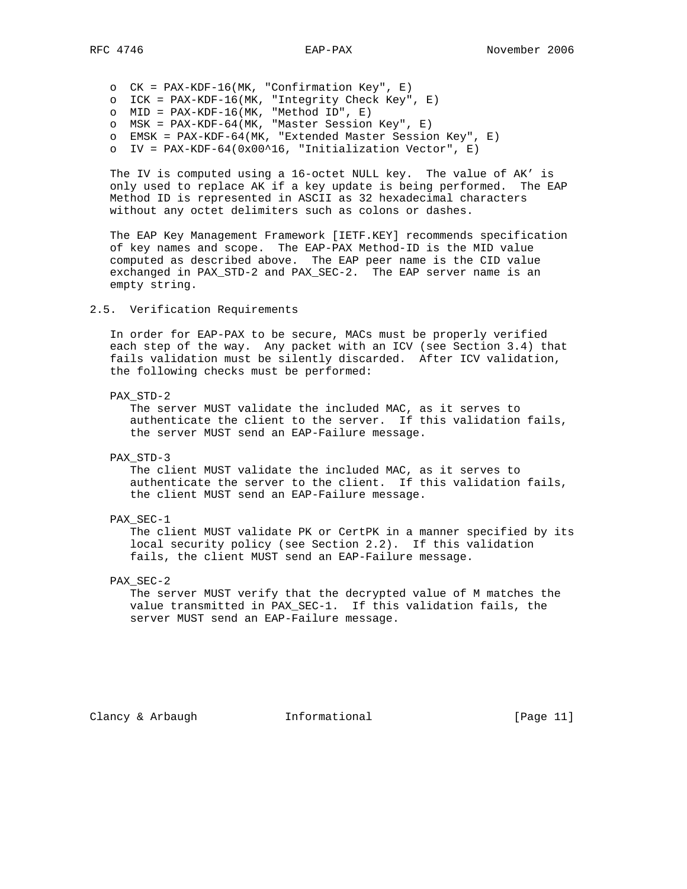- CK = PAX-KDF-16(MK, "Confirmation Key", E)
- ICK = PAX-KDF-16(MK, "Integrity Check Key", E)
- MID = PAX-KDF-16(MK, "Method ID", E)
- MSK = PAX-KDF-64(MK, "Master Session Key", E)
- EMSK = PAX-KDF-64(MK, "Extended Master Session Key", E)
- IV = PAX-KDF-64(0x00^16, "Initialization Vector", E)

The IV is computed using a 16-octet NULL key. The value of AK' is only used to replace AK if a key update is being performed. The EAP Method ID is represented in ASCII as 32 hexadecimal characters without any octet delimiters such as colons or dashes.

The EAP Key Management Framework [IETF.KEY] recommends specification of key names and scope. The EAP-PAX Method-ID is the MID value computed as described above. The EAP peer name is the CID value exchanged in PAX_STD-2 and PAX_SEC-2. The EAP server name is an empty string.

## 2.5. Verification Requirements

In order for EAP-PAX to be secure, MACs must be properly verified each step of the way. Any packet with an ICV (see Section 3.4) that fails validation must be silently discarded. After ICV validation, the following checks must be performed:

PAX_STD-2
: The server MUST validate the included MAC, as it serves to authenticate the client to the server. If this validation fails, the server MUST send an EAP-Failure message.

PAX_STD-3
: The client MUST validate the included MAC, as it serves to authenticate the server to the client. If this validation fails, the client MUST send an EAP-Failure message.

PAX_SEC-1
: The client MUST validate PK or CertPK in a manner specified by its local security policy (see Section 2.2). If this validation fails, the client MUST send an EAP-Failure message.

PAX_SEC-2
: The server MUST verify that the decrypted value of M matches the value transmitted in PAX_SEC-1. If this validation fails, the server MUST send an EAP-Failure message.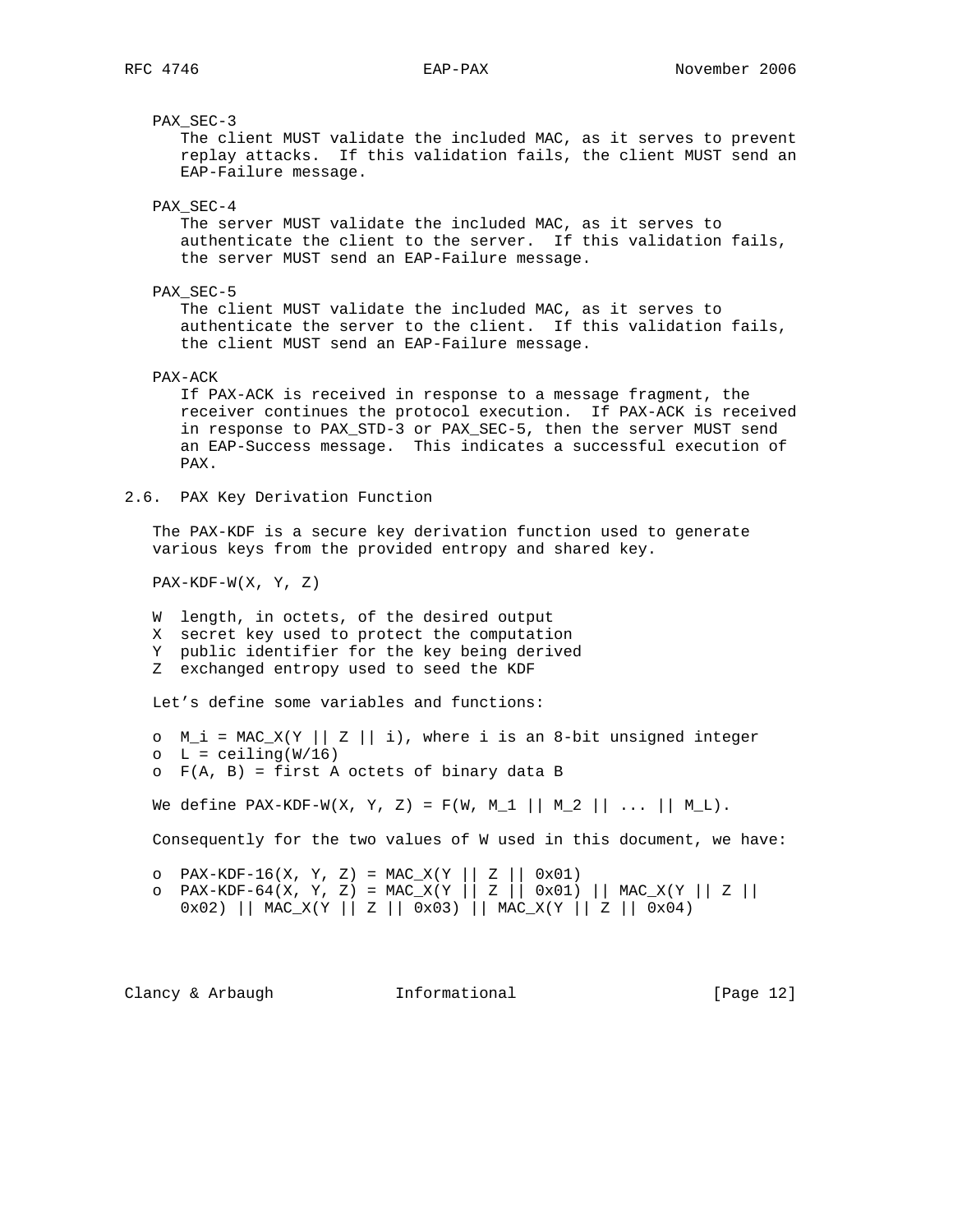PAX_SEC-3

The client MUST validate the included MAC, as it serves to prevent replay attacks. If this validation fails, the client MUST send an EAP-Failure message.

PAX_SEC-4

The server MUST validate the included MAC, as it serves to authenticate the client to the server. If this validation fails, the server MUST send an EAP-Failure message.

PAX_SEC-5

The client MUST validate the included MAC, as it serves to authenticate the server to the client. If this validation fails, the client MUST send an EAP-Failure message.

PAX-ACK

If PAX-ACK is received in response to a message fragment, the receiver continues the protocol execution. If PAX-ACK is received in response to PAX_STD-3 or PAX_SEC-5, then the server MUST send an EAP-Success message. This indicates a successful execution of PAX.

## 2.6. PAX Key Derivation Function

The PAX-KDF is a secure key derivation function used to generate various keys from the provided entropy and shared key.

PAX-KDF-W(X, Y, Z)

- W length, in octets, of the desired output
- X secret key used to protect the computation
- Y public identifier for the key being derived
- Z exchanged entropy used to seed the KDF

Let's define some variables and functions:

- $M_i = MAC_X(Y || Z || i)$, where i is an 8-bit unsigned integer
- $L = ceiling(W/16)$
- $F(A, B)$ = first A octets of binary data B

We define $\text{PAX-KDF-W}(X, Y, Z) = F(W, M_1 || M_2 || ... || M_L)$.

Consequently for the two values of W used in this document, we have:

- $\text{PAX-KDF-16}(X, Y, Z) = MAC_X(Y || Z || 0x01)$
- $\text{PAX-KDF-64}(X, Y, Z) = MAC_X(Y || Z || 0x01) || MAC_X(Y || Z || 0x02) || MAC_X(Y || Z || 0x03) || MAC_X(Y || Z || 0x04)$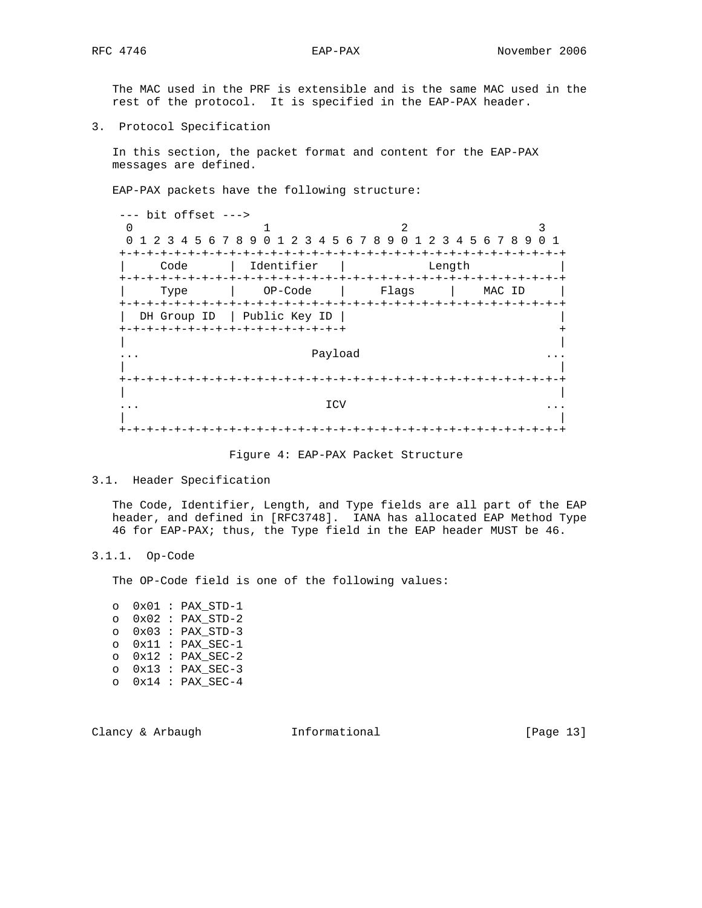The MAC used in the PRF is extensible and is the same MAC used in the rest of the protocol. It is specified in the EAP-PAX header.

## 3. Protocol Specification

In this section, the packet format and content for the EAP-PAX messages are defined.

EAP-PAX packets have the following structure:

```
 --- bit offset --->
  0                   1                   2                   3
  0 1 2 3 4 5 6 7 8 9 0 1 2 3 4 5 6 7 8 9 0 1 2 3 4 5 6 7 8 9 0 1
 +-+-+-+-+-+-+-+-+-+-+-+-+-+-+-+-+-+-+-+-+-+-+-+-+-+-+-+-+-+-+-+-+
 |     Code      |  Identifier   |            Length             |
 +-+-+-+-+-+-+-+-+-+-+-+-+-+-+-+-+-+-+-+-+-+-+-+-+-+-+-+-+-+-+-+-+
 |     Type      |    OP-Code    |     Flags     |    MAC ID     |
 +-+-+-+-+-+-+-+-+-+-+-+-+-+-+-+-+-+-+-+-+-+-+-+-+-+-+-+-+-+-+-+-+
 |  DH Group ID  | Public Key ID |                               |
 +-+-+-+-+-+-+-+-+-+-+-+-+-+-+-+-+                               +
 |                                                               |
 ...                          Payload                          ...
 |                                                               |
 +-+-+-+-+-+-+-+-+-+-+-+-+-+-+-+-+-+-+-+-+-+-+-+-+-+-+-+-+-+-+-+-+
 |                                                               |
 ...                            ICV                            ...
 |                                                               |
 +-+-+-+-+-+-+-+-+-+-+-+-+-+-+-+-+-+-+-+-+-+-+-+-+-+-+-+-+-+-+-+-+
```

Figure 4: EAP-PAX Packet Structure

### 3.1. Header Specification

The Code, Identifier, Length, and Type fields are all part of the EAP header, and defined in [RFC3748]. IANA has allocated EAP Method Type 46 for EAP-PAX; thus, the Type field in the EAP header MUST be 46.

#### 3.1.1. Op-Code

The OP-Code field is one of the following values:

- 0x01 : PAX_STD-1
- 0x02 : PAX_STD-2
- 0x03 : PAX_STD-3
- 0x11 : PAX_SEC-1
- 0x12 : PAX_SEC-2
- 0x13 : PAX_SEC-3
- 0x14 : PAX_SEC-4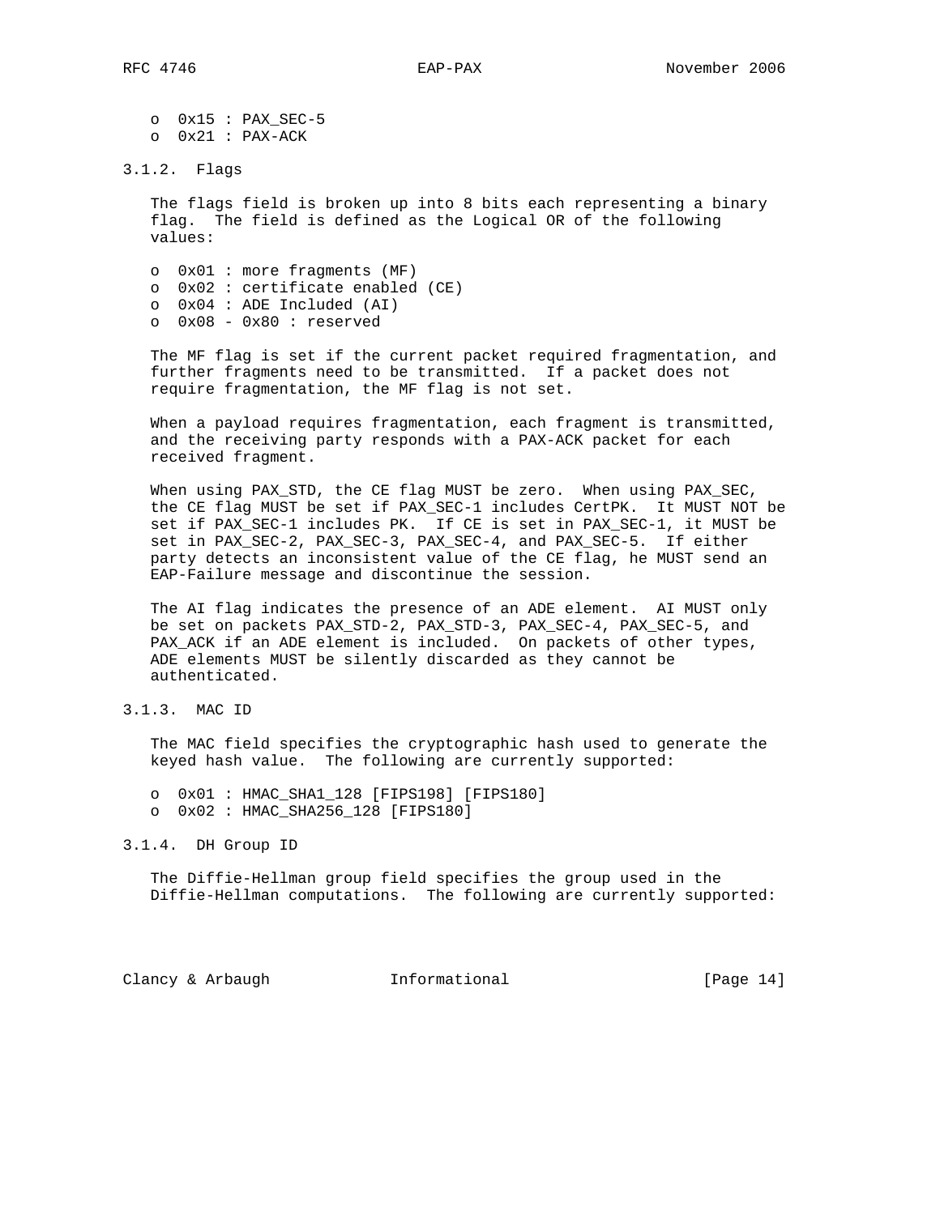- 0x15 : PAX_SEC-5
- 0x21 : PAX-ACK

### 3.1.2. Flags

The flags field is broken up into 8 bits each representing a binary flag. The field is defined as the Logical OR of the following values:

- 0x01 : more fragments (MF)
- 0x02 : certificate enabled (CE)
- 0x04 : ADE Included (AI)
- 0x08 - 0x80 : reserved

The MF flag is set if the current packet required fragmentation, and further fragments need to be transmitted. If a packet does not require fragmentation, the MF flag is not set.

When a payload requires fragmentation, each fragment is transmitted, and the receiving party responds with a PAX-ACK packet for each received fragment.

When using PAX_STD, the CE flag MUST be zero. When using PAX_SEC, the CE flag MUST be set if PAX_SEC-1 includes CertPK. It MUST NOT be set if PAX_SEC-1 includes PK. If CE is set in PAX_SEC-1, it MUST be set in PAX_SEC-2, PAX_SEC-3, PAX_SEC-4, and PAX_SEC-5. If either party detects an inconsistent value of the CE flag, he MUST send an EAP-Failure message and discontinue the session.

The AI flag indicates the presence of an ADE element. AI MUST only be set on packets PAX_STD-2, PAX_STD-3, PAX_SEC-4, PAX_SEC-5, and PAX_ACK if an ADE element is included. On packets of other types, ADE elements MUST be silently discarded as they cannot be authenticated.

### 3.1.3. MAC ID

The MAC field specifies the cryptographic hash used to generate the keyed hash value. The following are currently supported:

- 0x01 : HMAC_SHA1_128 [FIPS198] [FIPS180]
- 0x02 : HMAC_SHA256_128 [FIPS180]

### 3.1.4. DH Group ID

The Diffie-Hellman group field specifies the group used in the Diffie-Hellman computations. The following are currently supported: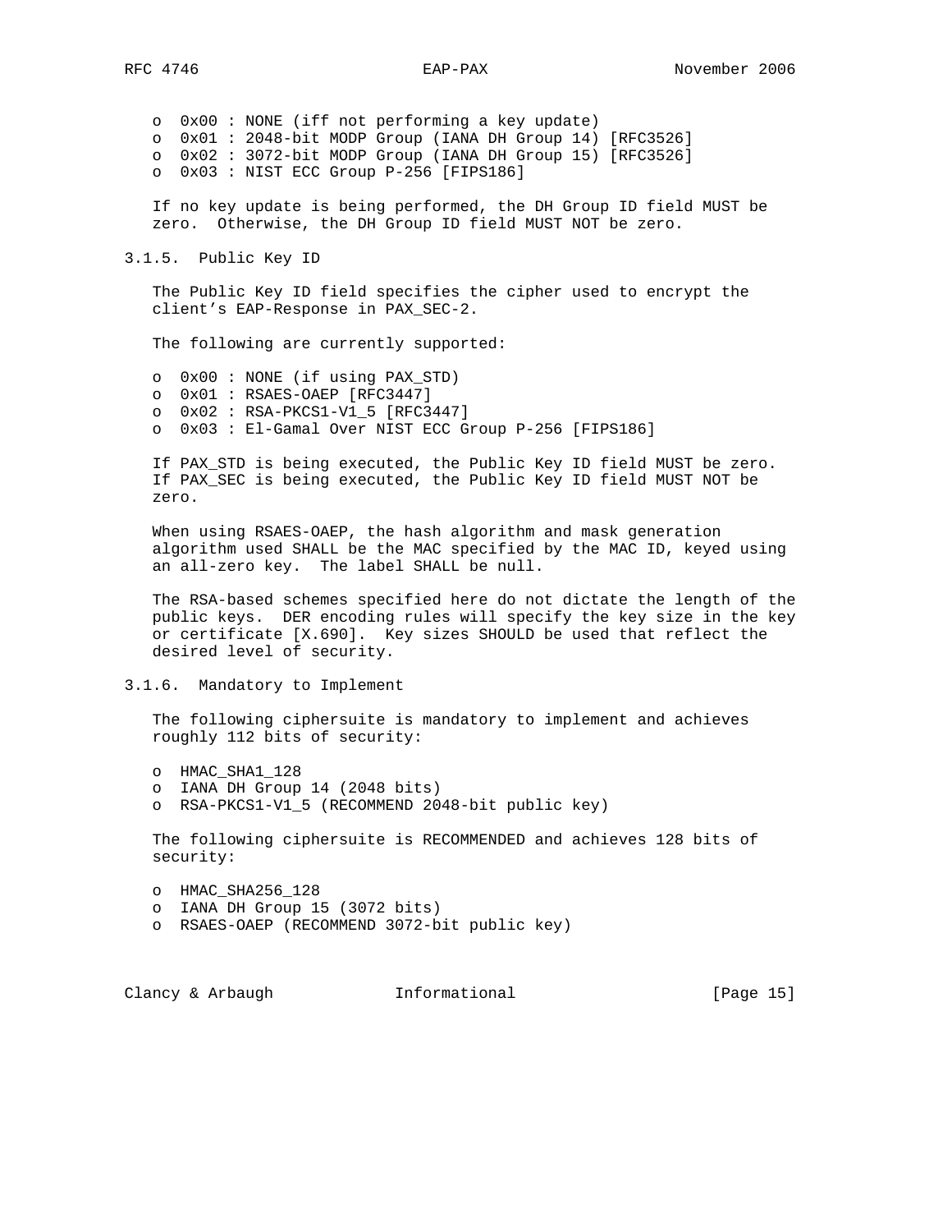- 0x00 : NONE (iff not performing a key update)
- 0x01 : 2048-bit MODP Group (IANA DH Group 14) [RFC3526]
- 0x02 : 3072-bit MODP Group (IANA DH Group 15) [RFC3526]
- 0x03 : NIST ECC Group P-256 [FIPS186]

If no key update is being performed, the DH Group ID field MUST be zero. Otherwise, the DH Group ID field MUST NOT be zero.

### 3.1.5. Public Key ID

The Public Key ID field specifies the cipher used to encrypt the client's EAP-Response in PAX_SEC-2.

The following are currently supported:

- 0x00 : NONE (if using PAX_STD)
- 0x01 : RSAES-OAEP [RFC3447]
- 0x02 : RSA-PKCS1-V1_5 [RFC3447]
- 0x03 : El-Gamal Over NIST ECC Group P-256 [FIPS186]

If PAX_STD is being executed, the Public Key ID field MUST be zero. If PAX_SEC is being executed, the Public Key ID field MUST NOT be zero.

When using RSAES-OAEP, the hash algorithm and mask generation algorithm used SHALL be the MAC specified by the MAC ID, keyed using an all-zero key. The label SHALL be null.

The RSA-based schemes specified here do not dictate the length of the public keys. DER encoding rules will specify the key size in the key or certificate [X.690]. Key sizes SHOULD be used that reflect the desired level of security.

### 3.1.6. Mandatory to Implement

The following ciphersuite is mandatory to implement and achieves roughly 112 bits of security:

- HMAC_SHA1_128
- IANA DH Group 14 (2048 bits)
- RSA-PKCS1-V1_5 (RECOMMEND 2048-bit public key)

The following ciphersuite is RECOMMENDED and achieves 128 bits of security:

- HMAC_SHA256_128
- IANA DH Group 15 (3072 bits)
- RSAES-OAEP (RECOMMEND 3072-bit public key)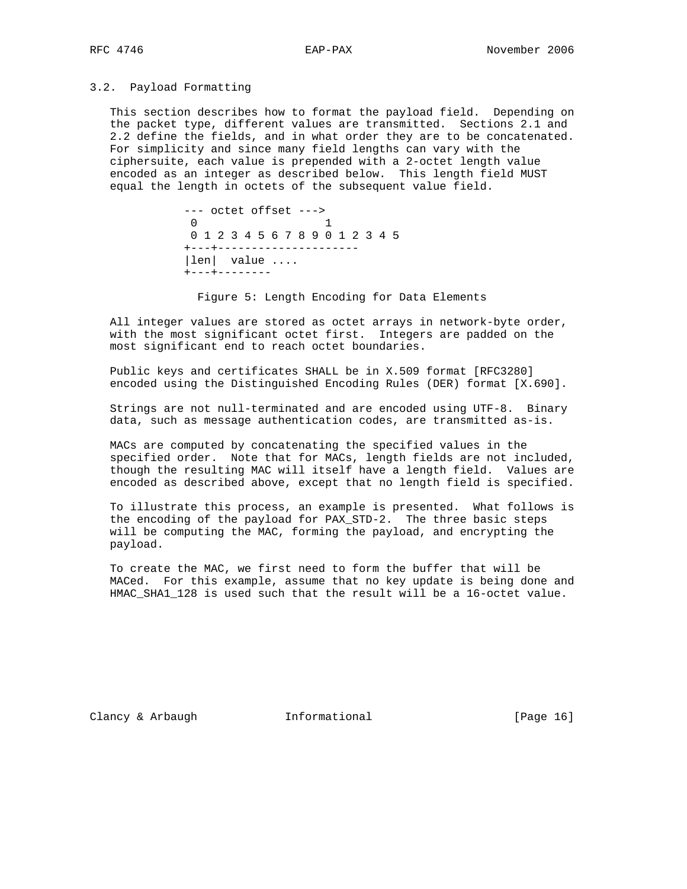### 3.2. Payload Formatting

This section describes how to format the payload field. Depending on the packet type, different values are transmitted. Sections 2.1 and 2.2 define the fields, and in what order they are to be concatenated. For simplicity and since many field lengths can vary with the ciphersuite, each value is prepended with a 2-octet length value encoded as an integer as described below. This length field MUST equal the length in octets of the subsequent value field.

```
--- octet offset --->
 0                   1
 0 1 2 3 4 5 6 7 8 9 0 1 2 3 4 5
+---+---------------------
|len|  value ....
+---+--------
```

Figure 5: Length Encoding for Data Elements

All integer values are stored as octet arrays in network-byte order, with the most significant octet first. Integers are padded on the most significant end to reach octet boundaries.

Public keys and certificates SHALL be in X.509 format [RFC3280] encoded using the Distinguished Encoding Rules (DER) format [X.690].

Strings are not null-terminated and are encoded using UTF-8. Binary data, such as message authentication codes, are transmitted as-is.

MACs are computed by concatenating the specified values in the specified order. Note that for MACs, length fields are not included, though the resulting MAC will itself have a length field. Values are encoded as described above, except that no length field is specified.

To illustrate this process, an example is presented. What follows is the encoding of the payload for PAX_STD-2. The three basic steps will be computing the MAC, forming the payload, and encrypting the payload.

To create the MAC, we first need to form the buffer that will be MACed. For this example, assume that no key update is being done and HMAC_SHA1_128 is used such that the result will be a 16-octet value.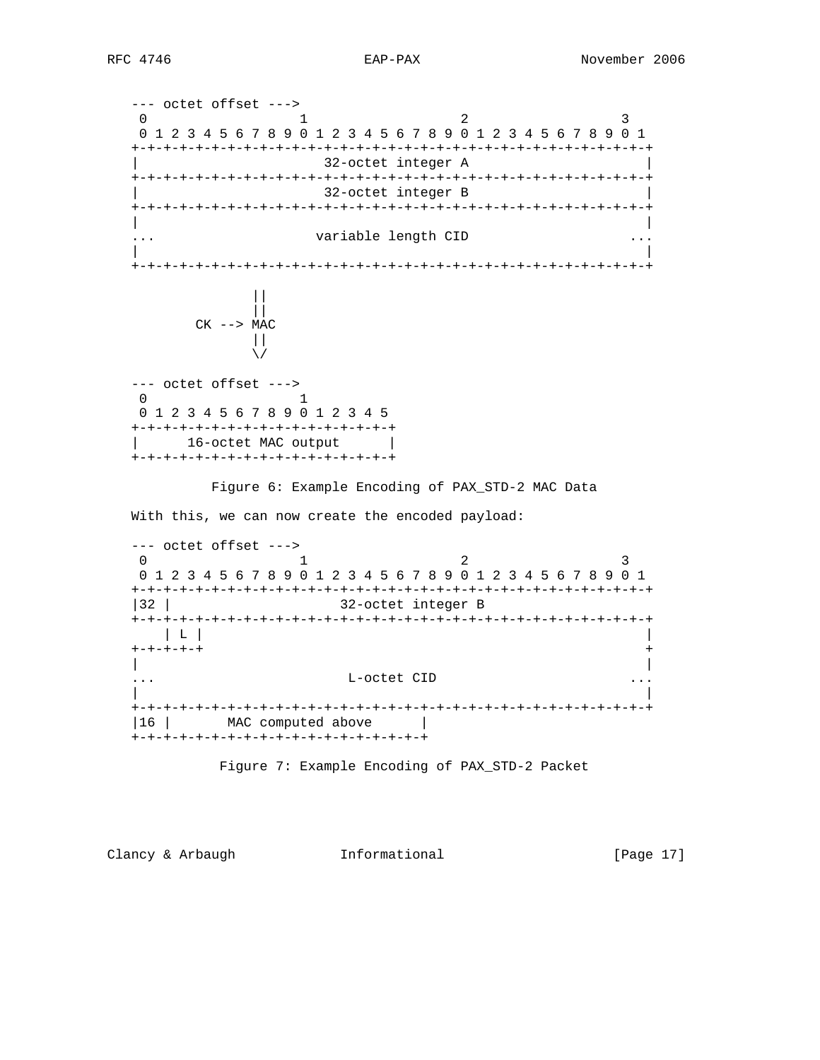```
   --- octet offset --->
    0                   1                   2                   3
    0 1 2 3 4 5 6 7 8 9 0 1 2 3 4 5 6 7 8 9 0 1 2 3 4 5 6 7 8 9 0 1
   +-+-+-+-+-+-+-+-+-+-+-+-+-+-+-+-+-+-+-+-+-+-+-+-+-+-+-+-+-+-+-+-+
   |                      32-octet integer A                       |
   +-+-+-+-+-+-+-+-+-+-+-+-+-+-+-+-+-+-+-+-+-+-+-+-+-+-+-+-+-+-+-+-+
   |                      32-octet integer B                       |
   +-+-+-+-+-+-+-+-+-+-+-+-+-+-+-+-+-+-+-+-+-+-+-+-+-+-+-+-+-+-+-+-+
   |                                                               |
   ...                   variable length CID                     ...
   |                                                               |
   +-+-+-+-+-+-+-+-+-+-+-+-+-+-+-+-+-+-+-+-+-+-+-+-+-+-+-+-+-+-+-+-+

                  ||
                  ||
           CK --> MAC
                  ||
                  \/

   --- octet offset --->
    0                   1
    0 1 2 3 4 5 6 7 8 9 0 1 2 3 4 5
   +-+-+-+-+-+-+-+-+-+-+-+-+-+-+-+-+
   |      16-octet MAC output      |
   +-+-+-+-+-+-+-+-+-+-+-+-+-+-+-+-+
```

Figure 6: Example Encoding of PAX_STD-2 MAC Data

With this, we can now create the encoded payload:

```
   --- octet offset --->
    0                   1                   2                   3
    0 1 2 3 4 5 6 7 8 9 0 1 2 3 4 5 6 7 8 9 0 1 2 3 4 5 6 7 8 9 0 1
   +-+-+-+-+-+-+-+-+-+-+-+-+-+-+-+-+-+-+-+-+-+-+-+-+-+-+-+-+-+-+-+-+
   |32 |                     32-octet integer B                    |
   +-+-+-+-+-+-+-+-+-+-+-+-+-+-+-+-+-+-+-+-+-+-+-+-+-+-+-+-+-+-+-+-+
       | L |                                                       |
   +-+-+-+-+                                                       +
   |                                                               |
   ...                       L-octet CID                         ...
   |                                                               |
   +-+-+-+-+-+-+-+-+-+-+-+-+-+-+-+-+-+-+-+-+-+-+-+-+-+-+-+-+-+-+-+-+
   |16 |       MAC computed above      |
   +-+-+-+-+-+-+-+-+-+-+-+-+-+-+-+-+-+-+
```

Figure 7: Example Encoding of PAX_STD-2 Packet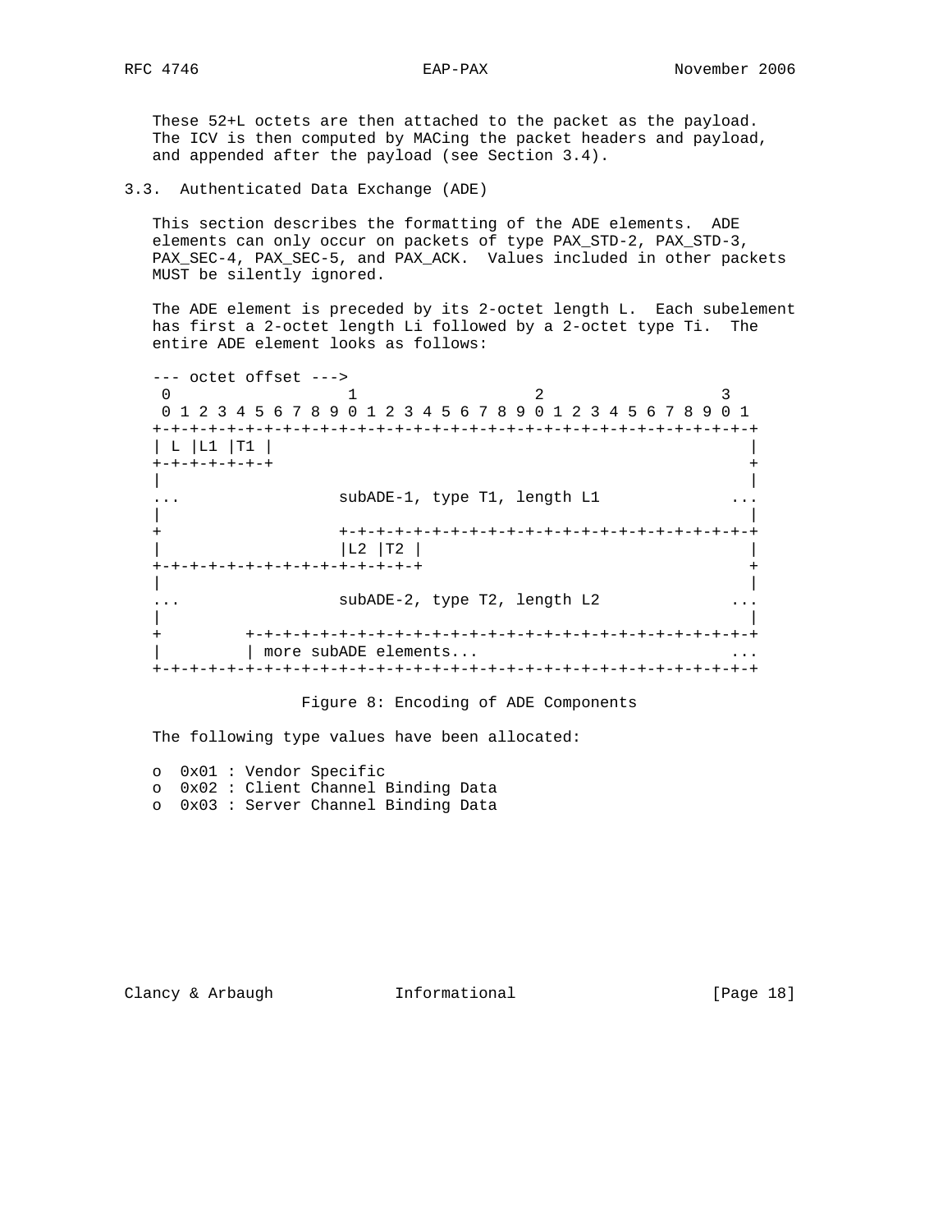These 52+L octets are then attached to the packet as the payload. The ICV is then computed by MACing the packet headers and payload, and appended after the payload (see Section 3.4).

### 3.3. Authenticated Data Exchange (ADE)

This section describes the formatting of the ADE elements. ADE elements can only occur on packets of type PAX_STD-2, PAX_STD-3, PAX_SEC-4, PAX_SEC-5, and PAX_ACK. Values included in other packets MUST be silently ignored.

The ADE element is preceded by its 2-octet length L. Each subelement has first a 2-octet length Li followed by a 2-octet type Ti. The entire ADE element looks as follows:

```
--- octet offset --->
 0                   1                   2                   3
 0 1 2 3 4 5 6 7 8 9 0 1 2 3 4 5 6 7 8 9 0 1 2 3 4 5 6 7 8 9 0 1
+-+-+-+-+-+-+-+-+-+-+-+-+-+-+-+-+-+-+-+-+-+-+-+-+-+-+-+-+-+-+-+-+
| L |L1 |T1 |                                                   |
+-+-+-+-+-+-+                                                   +
|                                                               |
...                 subADE-1, type T1, length L1              ...
|                                                               |
+                 +-+-+-+-+-+-+-+-+-+-+-+-+-+-+-+-+-+-+-+-+-+-+-+
|                 |L2 |T2 |                                     |
+-+-+-+-+-+-+-+-+-+-+-+-+-+                                     +
|                                                               |
...                 subADE-2, type T2, length L2              ...
|                                                               |
+         +-+-+-+-+-+-+-+-+-+-+-+-+-+-+-+-+-+-+-+-+-+-+-+-+-+-+-+
|         | more subADE elements...                           ...
+-+-+-+-+-+-+-+-+-+-+-+-+-+-+-+-+-+-+-+-+-+-+-+-+-+-+-+-+-+-+-+-+
```

Figure 8: Encoding of ADE Components

The following type values have been allocated:

- 0x01 : Vendor Specific
- 0x02 : Client Channel Binding Data
- 0x03 : Server Channel Binding Data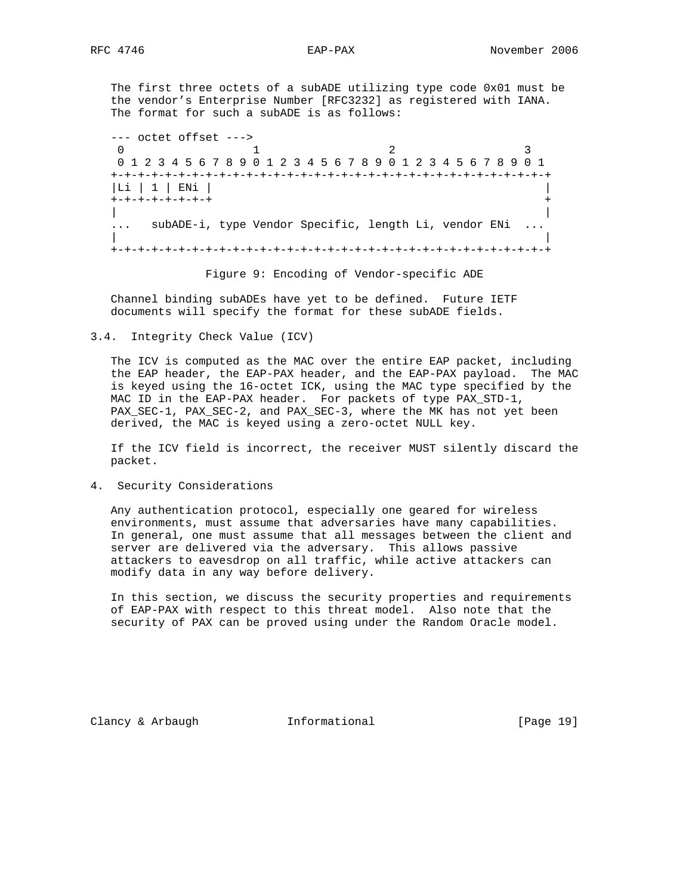The first three octets of a subADE utilizing type code 0x01 must be the vendor's Enterprise Number [RFC3232] as registered with IANA. The format for such a subADE is as follows:

```
--- octet offset --->
 0                   1                   2                   3
 0 1 2 3 4 5 6 7 8 9 0 1 2 3 4 5 6 7 8 9 0 1 2 3 4 5 6 7 8 9 0 1
+-+-+-+-+-+-+-+-+-+-+-+-+-+-+-+-+-+-+-+-+-+-+-+-+-+-+-+-+-+-+-+-+
|Li | 1 | ENi |                                                 |
+-+-+-+-+-+-+-+                                                 +
|                                                               |
...   subADE-i, type Vendor Specific, length Li, vendor ENi  ...
|                                                               |
+-+-+-+-+-+-+-+-+-+-+-+-+-+-+-+-+-+-+-+-+-+-+-+-+-+-+-+-+-+-+-+-+
```

Figure 9: Encoding of Vendor-specific ADE

Channel binding subADEs have yet to be defined. Future IETF documents will specify the format for these subADE fields.

### 3.4. Integrity Check Value (ICV)

The ICV is computed as the MAC over the entire EAP packet, including the EAP header, the EAP-PAX header, and the EAP-PAX payload. The MAC is keyed using the 16-octet ICK, using the MAC type specified by the MAC ID in the EAP-PAX header. For packets of type PAX_STD-1, PAX_SEC-1, PAX_SEC-2, and PAX_SEC-3, where the MK has not yet been derived, the MAC is keyed using a zero-octet NULL key.

If the ICV field is incorrect, the receiver MUST silently discard the packet.

## 4. Security Considerations

Any authentication protocol, especially one geared for wireless environments, must assume that adversaries have many capabilities. In general, one must assume that all messages between the client and server are delivered via the adversary. This allows passive attackers to eavesdrop on all traffic, while active attackers can modify data in any way before delivery.

In this section, we discuss the security properties and requirements of EAP-PAX with respect to this threat model. Also note that the security of PAX can be proved using under the Random Oracle model.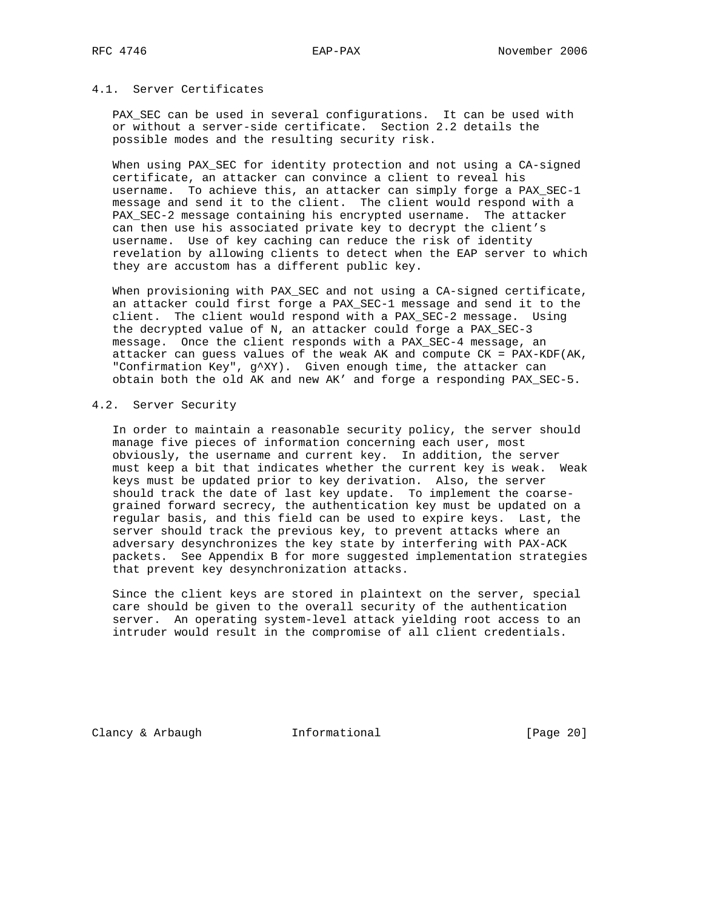### 4.1. Server Certificates

PAX_SEC can be used in several configurations. It can be used with or without a server-side certificate. Section 2.2 details the possible modes and the resulting security risk.

When using PAX_SEC for identity protection and not using a CA-signed certificate, an attacker can convince a client to reveal his username. To achieve this, an attacker can simply forge a PAX_SEC-1 message and send it to the client. The client would respond with a PAX_SEC-2 message containing his encrypted username. The attacker can then use his associated private key to decrypt the client's username. Use of key caching can reduce the risk of identity revelation by allowing clients to detect when the EAP server to which they are accustom has a different public key.

When provisioning with PAX_SEC and not using a CA-signed certificate, an attacker could first forge a PAX_SEC-1 message and send it to the client. The client would respond with a PAX_SEC-2 message. Using the decrypted value of N, an attacker could forge a PAX_SEC-3 message. Once the client responds with a PAX_SEC-4 message, an attacker can guess values of the weak AK and compute CK = PAX-KDF(AK, "Confirmation Key", g^XY). Given enough time, the attacker can obtain both the old AK and new AK' and forge a responding PAX_SEC-5.

### 4.2. Server Security

In order to maintain a reasonable security policy, the server should manage five pieces of information concerning each user, most obviously, the username and current key. In addition, the server must keep a bit that indicates whether the current key is weak. Weak keys must be updated prior to key derivation. Also, the server should track the date of last key update. To implement the coarse-grained forward secrecy, the authentication key must be updated on a regular basis, and this field can be used to expire keys. Last, the server should track the previous key, to prevent attacks where an adversary desynchronizes the key state by interfering with PAX-ACK packets. See Appendix B for more suggested implementation strategies that prevent key desynchronization attacks.

Since the client keys are stored in plaintext on the server, special care should be given to the overall security of the authentication server. An operating system-level attack yielding root access to an intruder would result in the compromise of all client credentials.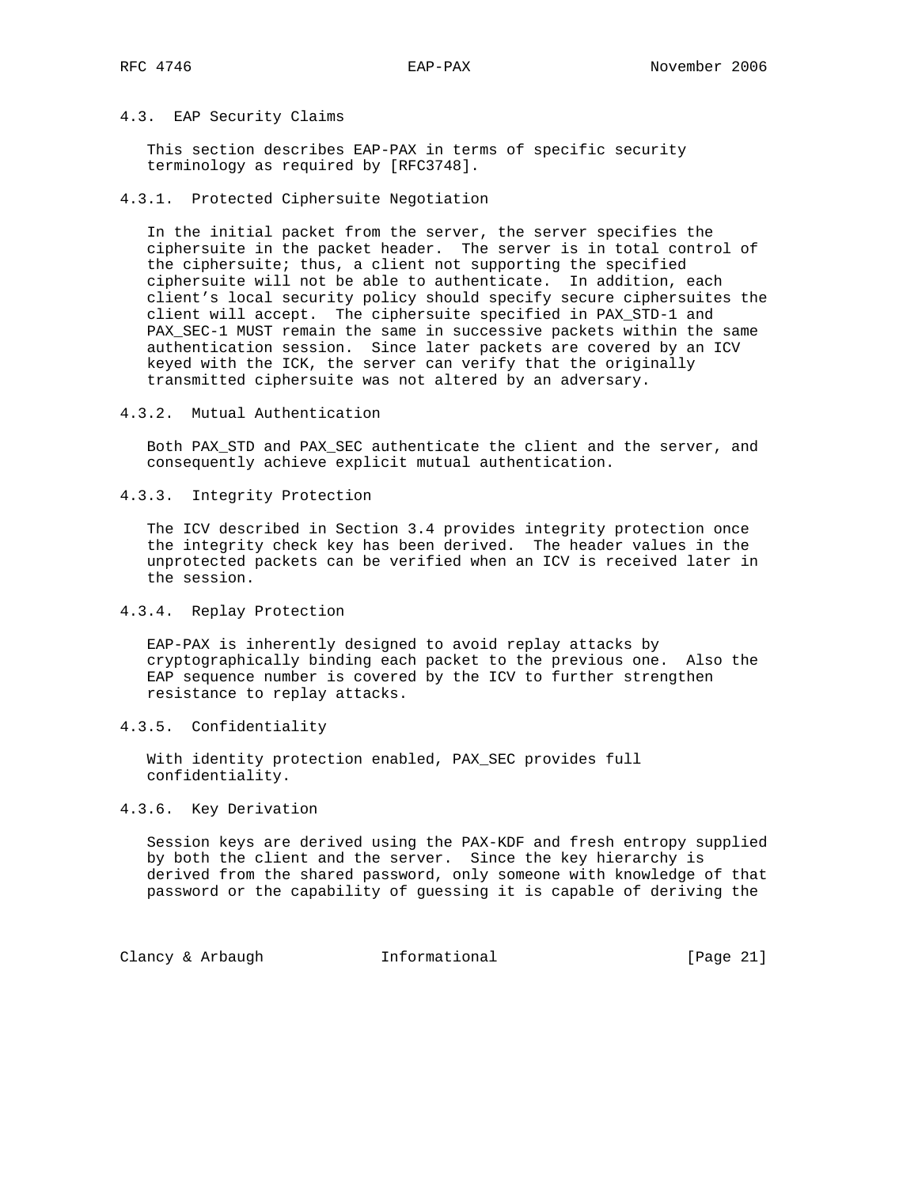### 4.3. EAP Security Claims

This section describes EAP-PAX in terms of specific security terminology as required by [RFC3748].

#### 4.3.1. Protected Ciphersuite Negotiation

In the initial packet from the server, the server specifies the ciphersuite in the packet header. The server is in total control of the ciphersuite; thus, a client not supporting the specified ciphersuite will not be able to authenticate. In addition, each client's local security policy should specify secure ciphersuites the client will accept. The ciphersuite specified in PAX_STD-1 and PAX_SEC-1 MUST remain the same in successive packets within the same authentication session. Since later packets are covered by an ICV keyed with the ICK, the server can verify that the originally transmitted ciphersuite was not altered by an adversary.

#### 4.3.2. Mutual Authentication

Both PAX_STD and PAX_SEC authenticate the client and the server, and consequently achieve explicit mutual authentication.

#### 4.3.3. Integrity Protection

The ICV described in Section 3.4 provides integrity protection once the integrity check key has been derived. The header values in the unprotected packets can be verified when an ICV is received later in the session.

#### 4.3.4. Replay Protection

EAP-PAX is inherently designed to avoid replay attacks by cryptographically binding each packet to the previous one. Also the EAP sequence number is covered by the ICV to further strengthen resistance to replay attacks.

#### 4.3.5. Confidentiality

With identity protection enabled, PAX_SEC provides full confidentiality.

#### 4.3.6. Key Derivation

Session keys are derived using the PAX-KDF and fresh entropy supplied by both the client and the server. Since the key hierarchy is derived from the shared password, only someone with knowledge of that password or the capability of guessing it is capable of deriving the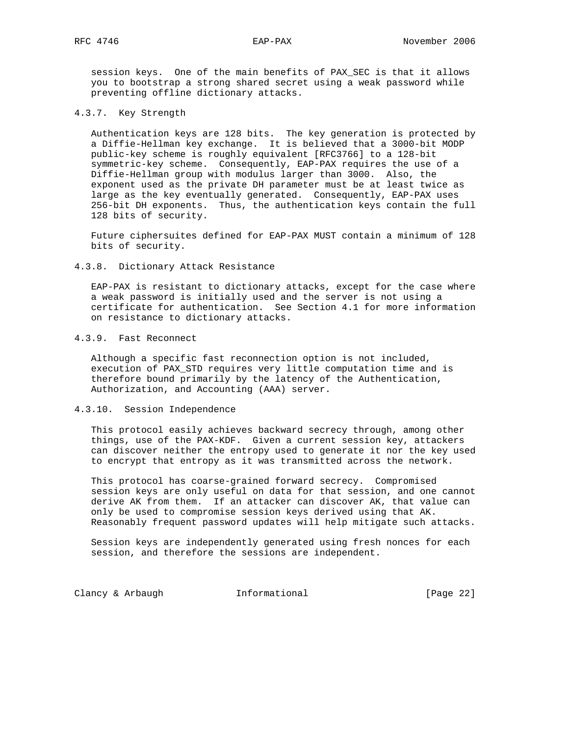session keys. One of the main benefits of PAX_SEC is that it allows you to bootstrap a strong shared secret using a weak password while preventing offline dictionary attacks.

#### 4.3.7. Key Strength

Authentication keys are 128 bits. The key generation is protected by a Diffie-Hellman key exchange. It is believed that a 3000-bit MODP public-key scheme is roughly equivalent [RFC3766] to a 128-bit symmetric-key scheme. Consequently, EAP-PAX requires the use of a Diffie-Hellman group with modulus larger than 3000. Also, the exponent used as the private DH parameter must be at least twice as large as the key eventually generated. Consequently, EAP-PAX uses 256-bit DH exponents. Thus, the authentication keys contain the full 128 bits of security.

Future ciphersuites defined for EAP-PAX MUST contain a minimum of 128 bits of security.

#### 4.3.8. Dictionary Attack Resistance

EAP-PAX is resistant to dictionary attacks, except for the case where a weak password is initially used and the server is not using a certificate for authentication. See Section 4.1 for more information on resistance to dictionary attacks.

#### 4.3.9. Fast Reconnect

Although a specific fast reconnection option is not included, execution of PAX_STD requires very little computation time and is therefore bound primarily by the latency of the Authentication, Authorization, and Accounting (AAA) server.

#### 4.3.10. Session Independence

This protocol easily achieves backward secrecy through, among other things, use of the PAX-KDF. Given a current session key, attackers can discover neither the entropy used to generate it nor the key used to encrypt that entropy as it was transmitted across the network.

This protocol has coarse-grained forward secrecy. Compromised session keys are only useful on data for that session, and one cannot derive AK from them. If an attacker can discover AK, that value can only be used to compromise session keys derived using that AK. Reasonably frequent password updates will help mitigate such attacks.

Session keys are independently generated using fresh nonces for each session, and therefore the sessions are independent.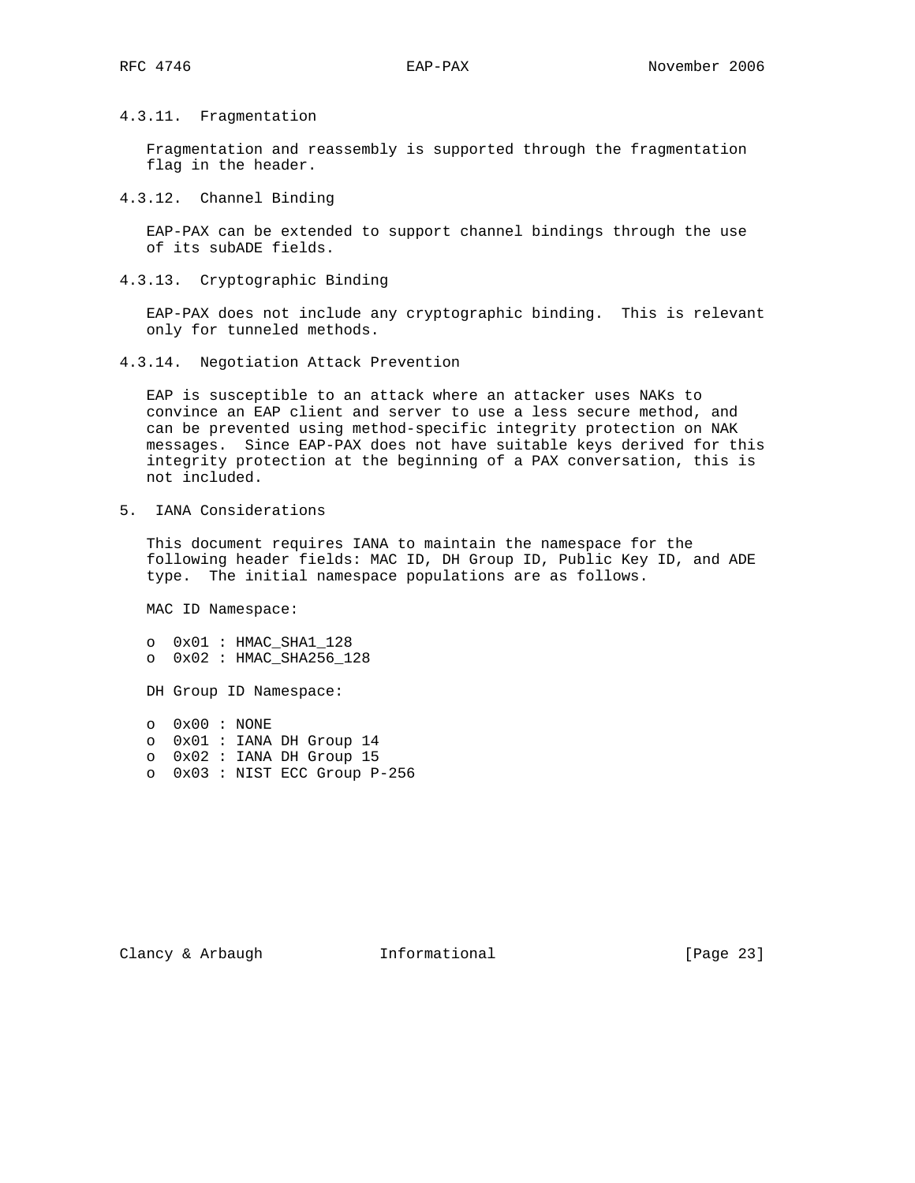#### 4.3.11. Fragmentation

Fragmentation and reassembly is supported through the fragmentation flag in the header.

#### 4.3.12. Channel Binding

EAP-PAX can be extended to support channel bindings through the use of its subADE fields.

#### 4.3.13. Cryptographic Binding

EAP-PAX does not include any cryptographic binding. This is relevant only for tunneled methods.

#### 4.3.14. Negotiation Attack Prevention

EAP is susceptible to an attack where an attacker uses NAKs to convince an EAP client and server to use a less secure method, and can be prevented using method-specific integrity protection on NAK messages. Since EAP-PAX does not have suitable keys derived for this integrity protection at the beginning of a PAX conversation, this is not included.

## 5. IANA Considerations

This document requires IANA to maintain the namespace for the following header fields: MAC ID, DH Group ID, Public Key ID, and ADE type. The initial namespace populations are as follows.

MAC ID Namespace:

- 0x01 : HMAC_SHA1_128
- 0x02 : HMAC_SHA256_128

DH Group ID Namespace:

- 0x00 : NONE
- 0x01 : IANA DH Group 14
- 0x02 : IANA DH Group 15
- 0x03 : NIST ECC Group P-256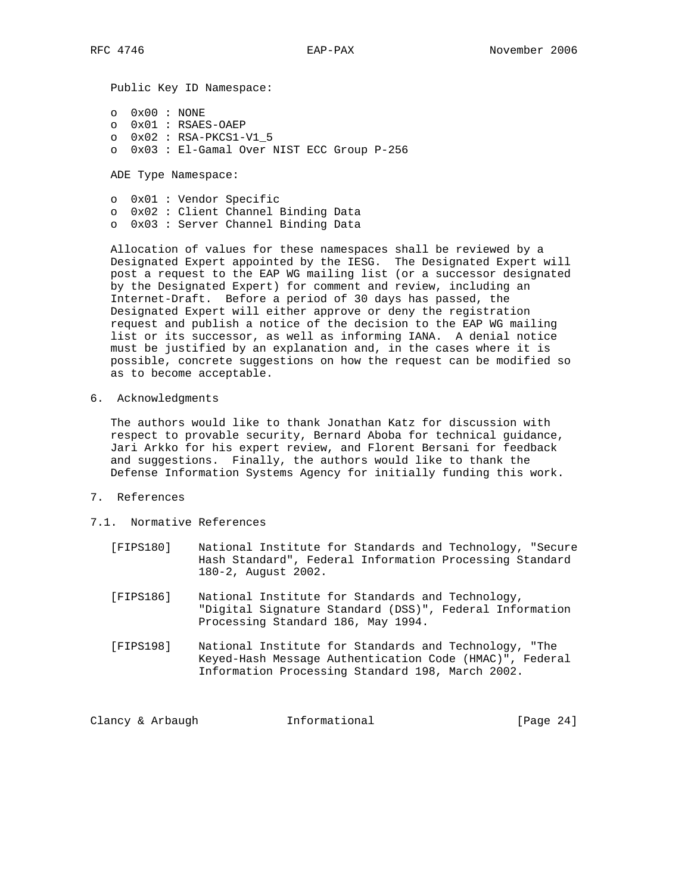Public Key ID Namespace:

- 0x00 : NONE
- 0x01 : RSAES-OAEP
- 0x02 : RSA-PKCS1-V1_5
- 0x03 : El-Gamal Over NIST ECC Group P-256

ADE Type Namespace:

- 0x01 : Vendor Specific
- 0x02 : Client Channel Binding Data
- 0x03 : Server Channel Binding Data

Allocation of values for these namespaces shall be reviewed by a Designated Expert appointed by the IESG. The Designated Expert will post a request to the EAP WG mailing list (or a successor designated by the Designated Expert) for comment and review, including an Internet-Draft. Before a period of 30 days has passed, the Designated Expert will either approve or deny the registration request and publish a notice of the decision to the EAP WG mailing list or its successor, as well as informing IANA. A denial notice must be justified by an explanation and, in the cases where it is possible, concrete suggestions on how the request can be modified so as to become acceptable.

## 6. Acknowledgments

The authors would like to thank Jonathan Katz for discussion with respect to provable security, Bernard Aboba for technical guidance, Jari Arkko for his expert review, and Florent Bersani for feedback and suggestions. Finally, the authors would like to thank the Defense Information Systems Agency for initially funding this work.

## 7. References

### 7.1. Normative References

[FIPS180] National Institute for Standards and Technology, "Secure Hash Standard", Federal Information Processing Standard 180-2, August 2002.

[FIPS186] National Institute for Standards and Technology, "Digital Signature Standard (DSS)", Federal Information Processing Standard 186, May 1994.

[FIPS198] National Institute for Standards and Technology, "The Keyed-Hash Message Authentication Code (HMAC)", Federal Information Processing Standard 198, March 2002.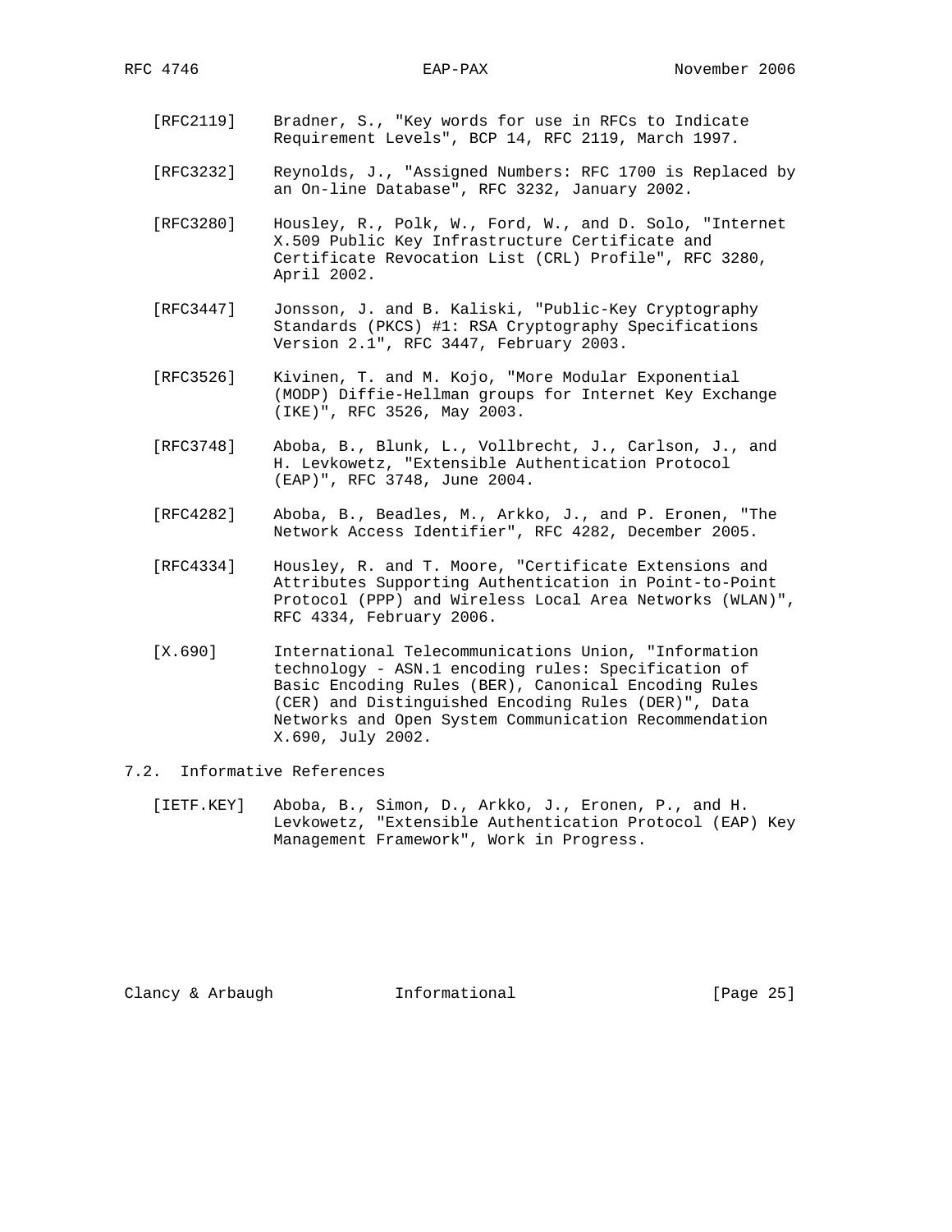[RFC2119] Bradner, S., "Key words for use in RFCs to Indicate Requirement Levels", BCP 14, RFC 2119, March 1997.

[RFC3232] Reynolds, J., "Assigned Numbers: RFC 1700 is Replaced by an On-line Database", RFC 3232, January 2002.

[RFC3280] Housley, R., Polk, W., Ford, W., and D. Solo, "Internet X.509 Public Key Infrastructure Certificate and Certificate Revocation List (CRL) Profile", RFC 3280, April 2002.

[RFC3447] Jonsson, J. and B. Kaliski, "Public-Key Cryptography Standards (PKCS) #1: RSA Cryptography Specifications Version 2.1", RFC 3447, February 2003.

[RFC3526] Kivinen, T. and M. Kojo, "More Modular Exponential (MODP) Diffie-Hellman groups for Internet Key Exchange (IKE)", RFC 3526, May 2003.

[RFC3748] Aboba, B., Blunk, L., Vollbrecht, J., Carlson, J., and H. Levkowetz, "Extensible Authentication Protocol (EAP)", RFC 3748, June 2004.

[RFC4282] Aboba, B., Beadles, M., Arkko, J., and P. Eronen, "The Network Access Identifier", RFC 4282, December 2005.

[RFC4334] Housley, R. and T. Moore, "Certificate Extensions and Attributes Supporting Authentication in Point-to-Point Protocol (PPP) and Wireless Local Area Networks (WLAN)", RFC 4334, February 2006.

[X.690] International Telecommunications Union, "Information technology - ASN.1 encoding rules: Specification of Basic Encoding Rules (BER), Canonical Encoding Rules (CER) and Distinguished Encoding Rules (DER)", Data Networks and Open System Communication Recommendation X.690, July 2002.

## 7.2. Informative References

[IETF.KEY] Aboba, B., Simon, D., Arkko, J., Eronen, P., and H. Levkowetz, "Extensible Authentication Protocol (EAP) Key Management Framework", Work in Progress.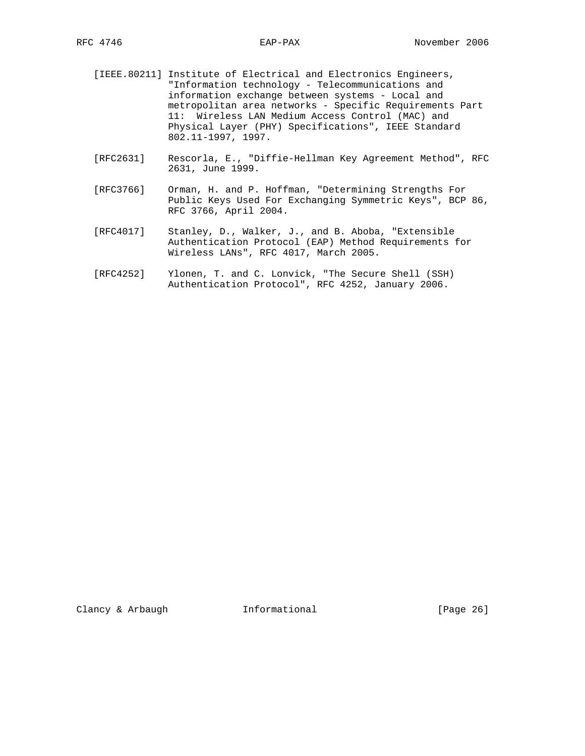[IEEE.80211] Institute of Electrical and Electronics Engineers, "Information technology - Telecommunications and information exchange between systems - Local and metropolitan area networks - Specific Requirements Part 11: Wireless LAN Medium Access Control (MAC) and Physical Layer (PHY) Specifications", IEEE Standard 802.11-1997, 1997.

[RFC2631] Rescorla, E., "Diffie-Hellman Key Agreement Method", RFC 2631, June 1999.

[RFC3766] Orman, H. and P. Hoffman, "Determining Strengths For Public Keys Used For Exchanging Symmetric Keys", BCP 86, RFC 3766, April 2004.

[RFC4017] Stanley, D., Walker, J., and B. Aboba, "Extensible Authentication Protocol (EAP) Method Requirements for Wireless LANs", RFC 4017, March 2005.

[RFC4252] Ylonen, T. and C. Lonvick, "The Secure Shell (SSH) Authentication Protocol", RFC 4252, January 2006.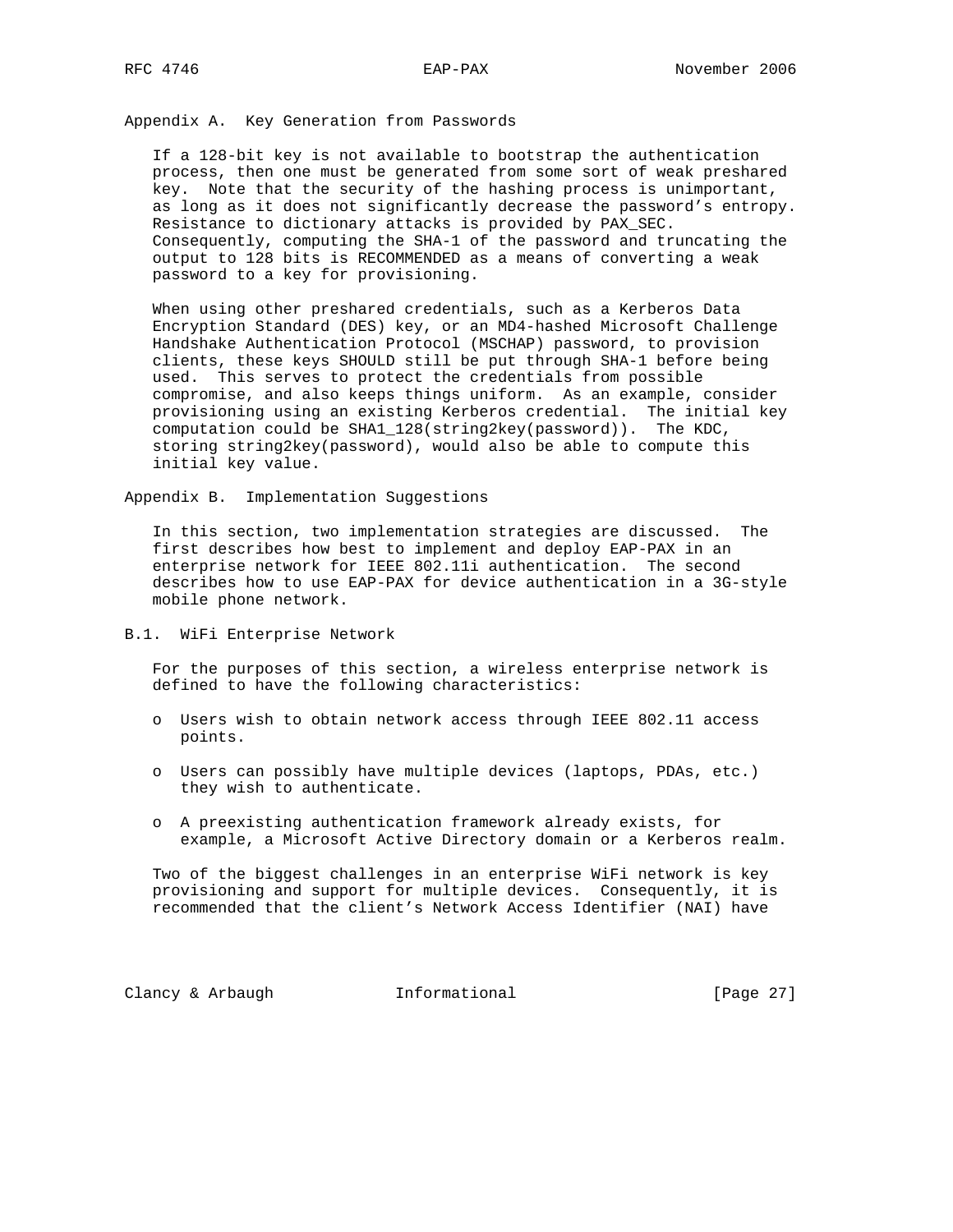## Appendix A. Key Generation from Passwords

If a 128-bit key is not available to bootstrap the authentication process, then one must be generated from some sort of weak preshared key. Note that the security of the hashing process is unimportant, as long as it does not significantly decrease the password's entropy. Resistance to dictionary attacks is provided by PAX_SEC. Consequently, computing the SHA-1 of the password and truncating the output to 128 bits is RECOMMENDED as a means of converting a weak password to a key for provisioning.

When using other preshared credentials, such as a Kerberos Data Encryption Standard (DES) key, or an MD4-hashed Microsoft Challenge Handshake Authentication Protocol (MSCHAP) password, to provision clients, these keys SHOULD still be put through SHA-1 before being used. This serves to protect the credentials from possible compromise, and also keeps things uniform. As an example, consider provisioning using an existing Kerberos credential. The initial key computation could be SHA1_128(string2key(password)). The KDC, storing string2key(password), would also be able to compute this initial key value.

## Appendix B. Implementation Suggestions

In this section, two implementation strategies are discussed. The first describes how best to implement and deploy EAP-PAX in an enterprise network for IEEE 802.11i authentication. The second describes how to use EAP-PAX for device authentication in a 3G-style mobile phone network.

### B.1. WiFi Enterprise Network

For the purposes of this section, a wireless enterprise network is defined to have the following characteristics:

- Users wish to obtain network access through IEEE 802.11 access points.
- Users can possibly have multiple devices (laptops, PDAs, etc.) they wish to authenticate.
- A preexisting authentication framework already exists, for example, a Microsoft Active Directory domain or a Kerberos realm.

Two of the biggest challenges in an enterprise WiFi network is key provisioning and support for multiple devices. Consequently, it is recommended that the client's Network Access Identifier (NAI) have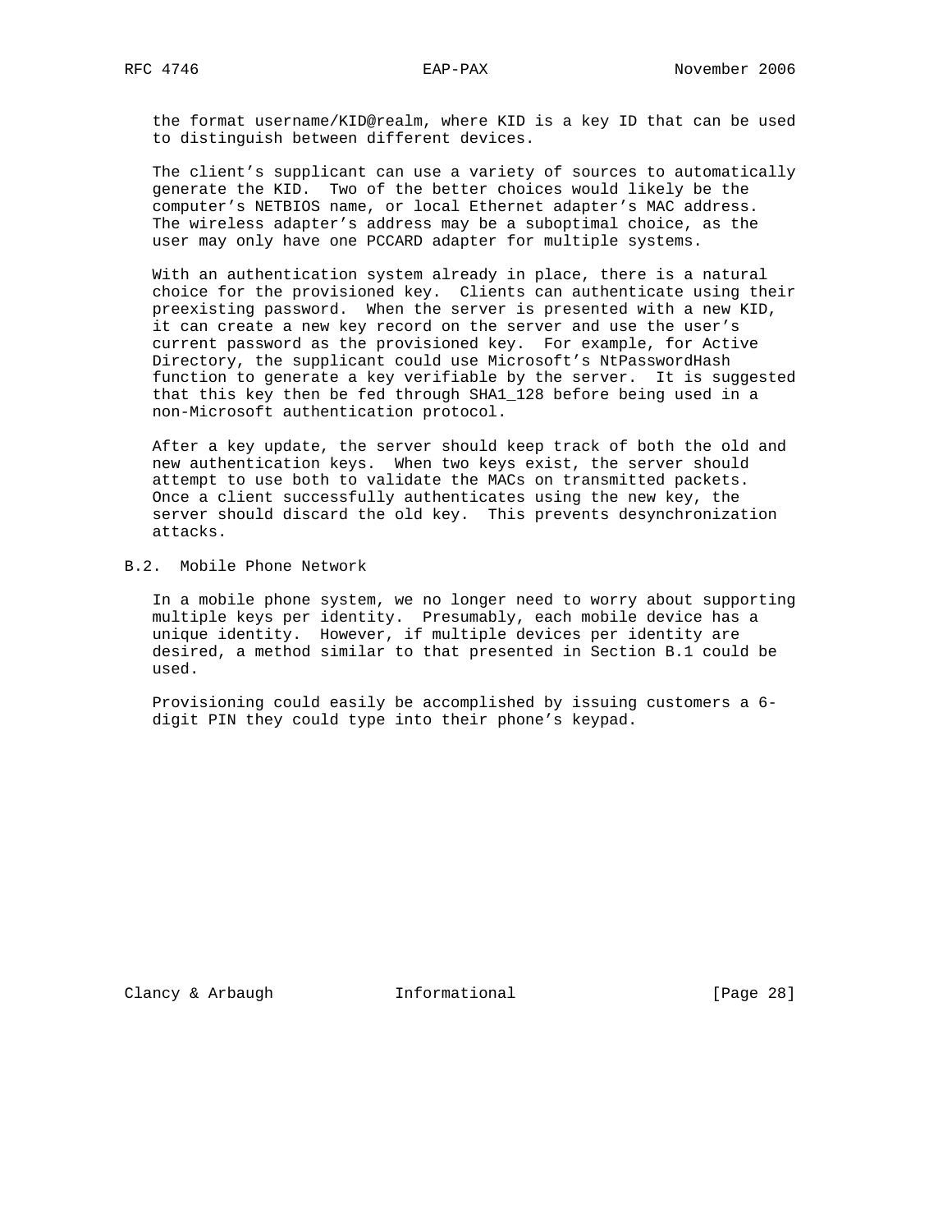the format username/KID@realm, where KID is a key ID that can be used to distinguish between different devices.

The client's supplicant can use a variety of sources to automatically generate the KID. Two of the better choices would likely be the computer's NETBIOS name, or local Ethernet adapter's MAC address. The wireless adapter's address may be a suboptimal choice, as the user may only have one PCCARD adapter for multiple systems.

With an authentication system already in place, there is a natural choice for the provisioned key. Clients can authenticate using their preexisting password. When the server is presented with a new KID, it can create a new key record on the server and use the user's current password as the provisioned key. For example, for Active Directory, the supplicant could use Microsoft's NtPasswordHash function to generate a key verifiable by the server. It is suggested that this key then be fed through SHA1_128 before being used in a non-Microsoft authentication protocol.

After a key update, the server should keep track of both the old and new authentication keys. When two keys exist, the server should attempt to use both to validate the MACs on transmitted packets. Once a client successfully authenticates using the new key, the server should discard the old key. This prevents desynchronization attacks.

## B.2. Mobile Phone Network

In a mobile phone system, we no longer need to worry about supporting multiple keys per identity. Presumably, each mobile device has a unique identity. However, if multiple devices per identity are desired, a method similar to that presented in Section B.1 could be used.

Provisioning could easily be accomplished by issuing customers a 6-digit PIN they could type into their phone's keypad.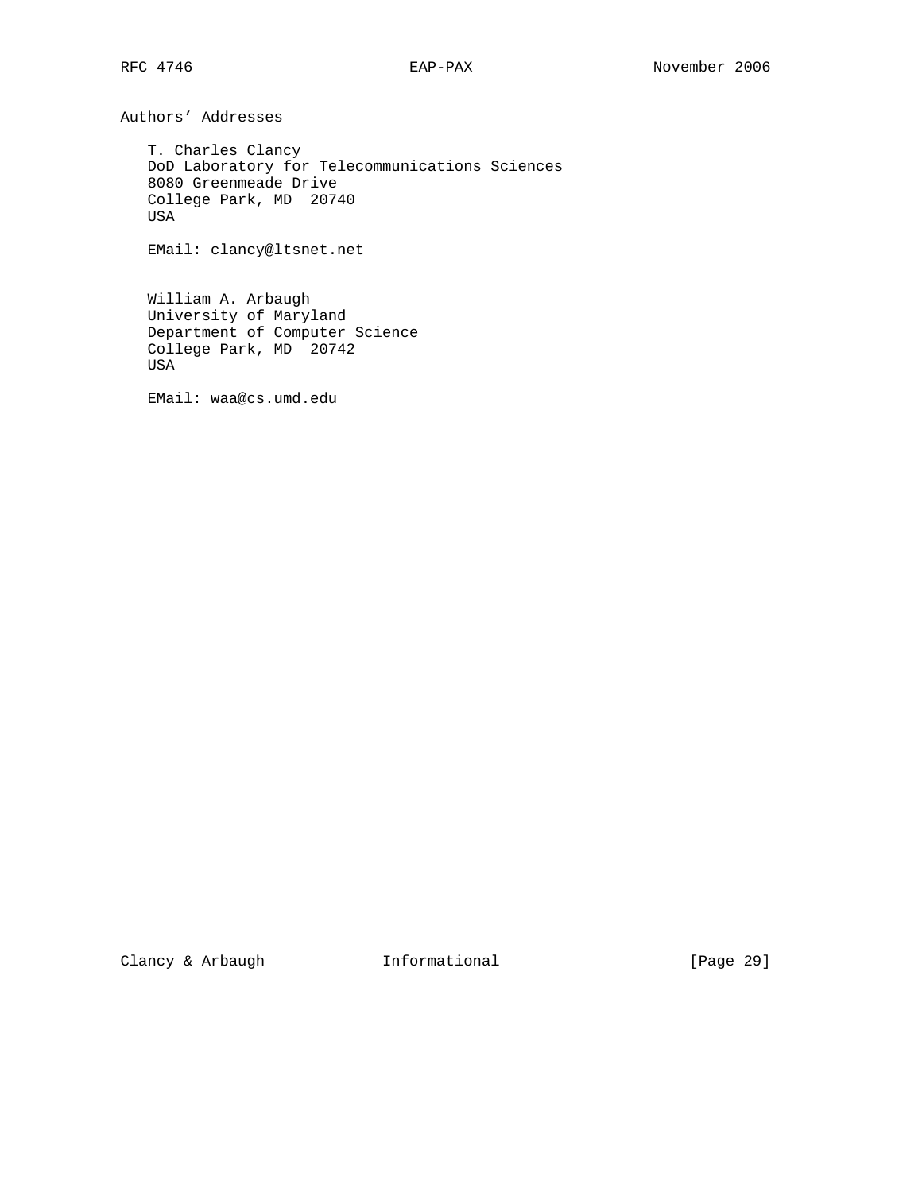# Authors' Addresses

T. Charles Clancy
DoD Laboratory for Telecommunications Sciences
8080 Greenmeade Drive
College Park, MD  20740
USA

EMail: clancy@ltsnet.net

William A. Arbaugh
University of Maryland
Department of Computer Science
College Park, MD  20742
USA

EMail: waa@cs.umd.edu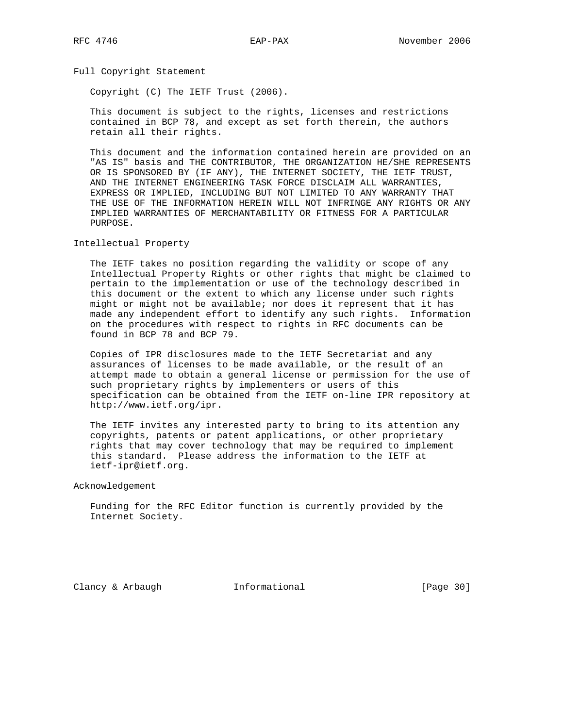## Full Copyright Statement

Copyright (C) The IETF Trust (2006).

This document is subject to the rights, licenses and restrictions contained in BCP 78, and except as set forth therein, the authors retain all their rights.

This document and the information contained herein are provided on an "AS IS" basis and THE CONTRIBUTOR, THE ORGANIZATION HE/SHE REPRESENTS OR IS SPONSORED BY (IF ANY), THE INTERNET SOCIETY, THE IETF TRUST, AND THE INTERNET ENGINEERING TASK FORCE DISCLAIM ALL WARRANTIES, EXPRESS OR IMPLIED, INCLUDING BUT NOT LIMITED TO ANY WARRANTY THAT THE USE OF THE INFORMATION HEREIN WILL NOT INFRINGE ANY RIGHTS OR ANY IMPLIED WARRANTIES OF MERCHANTABILITY OR FITNESS FOR A PARTICULAR PURPOSE.

## Intellectual Property

The IETF takes no position regarding the validity or scope of any Intellectual Property Rights or other rights that might be claimed to pertain to the implementation or use of the technology described in this document or the extent to which any license under such rights might or might not be available; nor does it represent that it has made any independent effort to identify any such rights. Information on the procedures with respect to rights in RFC documents can be found in BCP 78 and BCP 79.

Copies of IPR disclosures made to the IETF Secretariat and any assurances of licenses to be made available, or the result of an attempt made to obtain a general license or permission for the use of such proprietary rights by implementers or users of this specification can be obtained from the IETF on-line IPR repository at http://www.ietf.org/ipr.

The IETF invites any interested party to bring to its attention any copyrights, patents or patent applications, or other proprietary rights that may cover technology that may be required to implement this standard. Please address the information to the IETF at ietf-ipr@ietf.org.

## Acknowledgement

Funding for the RFC Editor function is currently provided by the Internet Society.